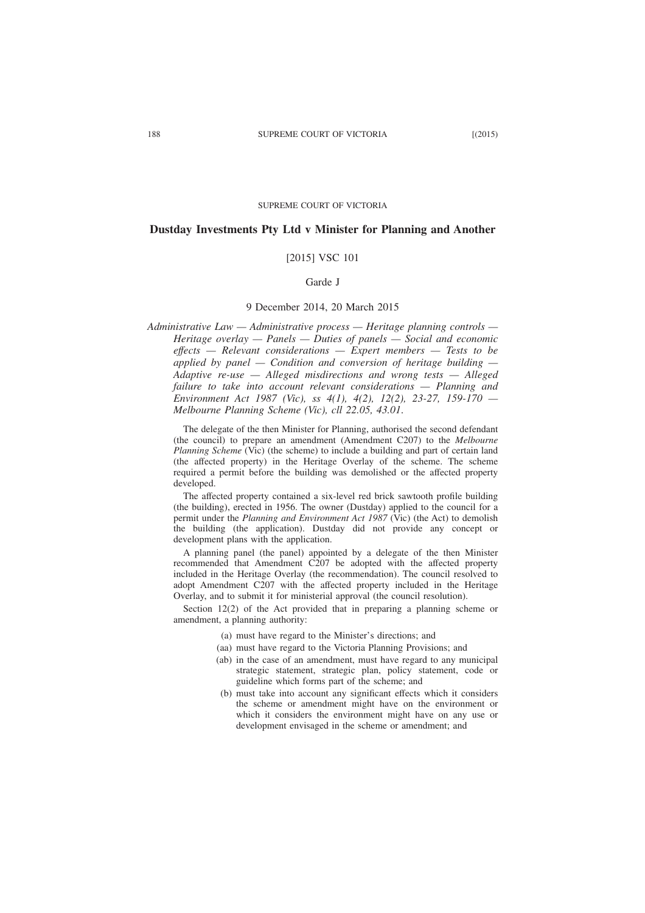SUPREME COURT OF VICTORIA

## Dustday Investments Pty Ltd v Minister for Planning and Another

[2015] VSC 101

Garde J

9 December 2014, 20 March 2015

*Administrative Law — Administrative process — Heritage planning controls — Heritage overlay — Panels — Duties of panels — Social and economic effects — Relevant considerations — Expert members — Tests to be applied by panel — Condition and conversion of heritage building — Adaptive re-use — Alleged misdirections and wrong tests — Alleged failure to take into account relevant considerations — Planning and Environment Act 1987 (Vic), ss 4(1), 4(2), 12(2), 23-27, 159-170 — Melbourne Planning Scheme (Vic), cll 22.05, 43.01.*

The delegate of the then Minister for Planning, authorised the second defendant (the council) to prepare an amendment (Amendment C207) to the *Melbourne Planning Scheme* (Vic) (the scheme) to include a building and part of certain land (the affected property) in the Heritage Overlay of the scheme. The scheme required a permit before the building was demolished or the affected property developed.

The affected property contained a six-level red brick sawtooth profile building (the building), erected in 1956. The owner (Dustday) applied to the council for a permit under the *Planning and Environment Act 1987* (Vic) (the Act) to demolish the building (the application). Dustday did not provide any concept or development plans with the application.

A planning panel (the panel) appointed by a delegate of the then Minister recommended that Amendment C207 be adopted with the affected property included in the Heritage Overlay (the recommendation). The council resolved to adopt Amendment C207 with the affected property included in the Heritage Overlay, and to submit it for ministerial approval (the council resolution).

Section 12(2) of the Act provided that in preparing a planning scheme or amendment, a planning authority:

- (a) must have regard to the Minister's directions; and
- (aa) must have regard to the Victoria Planning Provisions; and
- (ab) in the case of an amendment, must have regard to any municipal strategic statement, strategic plan, policy statement, code or guideline which forms part of the scheme; and
- (b) must take into account any significant effects which it considers the scheme or amendment might have on the environment or which it considers the environment might have on any use or development envisaged in the scheme or amendment; and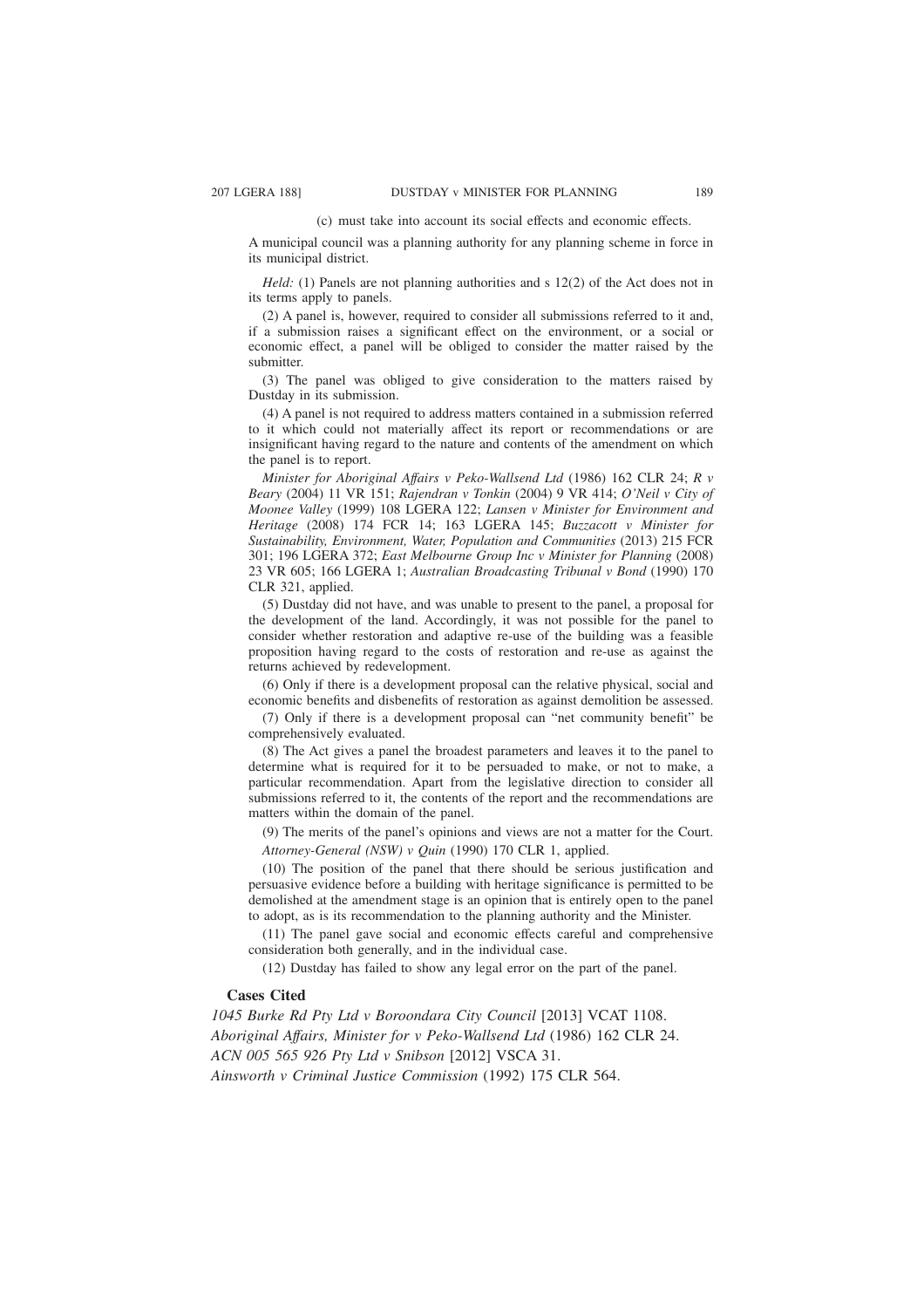(c) must take into account its social effects and economic effects.

A municipal council was a planning authority for any planning scheme in force in its municipal district.

*Held:* (1) Panels are not planning authorities and s 12(2) of the Act does not in its terms apply to panels.

(2) A panel is, however, required to consider all submissions referred to it and, if a submission raises a significant effect on the environment, or a social or economic effect, a panel will be obliged to consider the matter raised by the submitter.

(3) The panel was obliged to give consideration to the matters raised by Dustday in its submission.

(4) A panel is not required to address matters contained in a submission referred to it which could not materially affect its report or recommendations or are insignificant having regard to the nature and contents of the amendment on which the panel is to report.

*Minister for Aboriginal Affairs v Peko-Wallsend Ltd* (1986) 162 CLR 24; *R v Beary* (2004) 11 VR 151; *Rajendran v Tonkin* (2004) 9 VR 414; *O'Neil v City of Moonee Valley* (1999) 108 LGERA 122; *Lansen v Minister for Environment and Heritage* (2008) 174 FCR 14; 163 LGERA 145; *Buzzacott v Minister for Sustainability, Environment, Water, Population and Communities* (2013) 215 FCR 301; 196 LGERA 372; *East Melbourne Group Inc v Minister for Planning* (2008) 23 VR 605; 166 LGERA 1; *Australian Broadcasting Tribunal v Bond* (1990) 170 CLR 321, applied.

(5) Dustday did not have, and was unable to present to the panel, a proposal for the development of the land. Accordingly, it was not possible for the panel to consider whether restoration and adaptive re-use of the building was a feasible proposition having regard to the costs of restoration and re-use as against the returns achieved by redevelopment.

(6) Only if there is a development proposal can the relative physical, social and economic benefits and disbenefits of restoration as against demolition be assessed.

(7) Only if there is a development proposal can "net community benefit" be comprehensively evaluated.

(8) The Act gives a panel the broadest parameters and leaves it to the panel to determine what is required for it to be persuaded to make, or not to make, a particular recommendation. Apart from the legislative direction to consider all submissions referred to it, the contents of the report and the recommendations are matters within the domain of the panel.

(9) The merits of the panel's opinions and views are not a matter for the Court.

*Attorney-General (NSW) v Quin* (1990) 170 CLR 1, applied.

(10) The position of the panel that there should be serious justification and persuasive evidence before a building with heritage significance is permitted to be demolished at the amendment stage is an opinion that is entirely open to the panel to adopt, as is its recommendation to the planning authority and the Minister.

(11) The panel gave social and economic effects careful and comprehensive consideration both generally, and in the individual case.

(12) Dustday has failed to show any legal error on the part of the panel.

## Cases Cited

*1045 Burke Rd Pty Ltd v Boroondara City Council* [2013] VCAT 1108.

*Aboriginal Affairs, Minister for v Peko-Wallsend Ltd* (1986) 162 CLR 24.

*ACN 005 565 926 Pty Ltd v Snibson* [2012] VSCA 31.

*Ainsworth v Criminal Justice Commission* (1992) 175 CLR 564.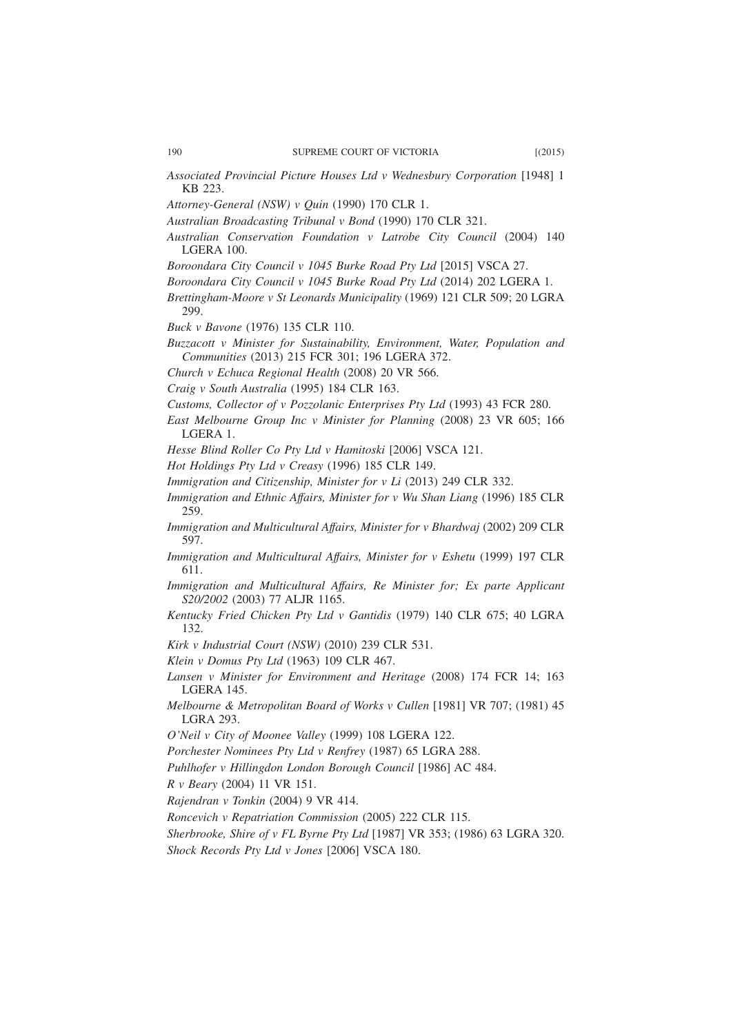*Associated Provincial Picture Houses Ltd v Wednesbury Corporation* [1948] 1 KB 223.

*Attorney-General (NSW) v Quin* (1990) 170 CLR 1.

*Australian Broadcasting Tribunal v Bond* (1990) 170 CLR 321.

*Australian Conservation Foundation v Latrobe City Council* (2004) 140 LGERA 100.

*Boroondara City Council v 1045 Burke Road Pty Ltd* [2015] VSCA 27.

*Boroondara City Council v 1045 Burke Road Pty Ltd* (2014) 202 LGERA 1.

*Brettingham-Moore v St Leonards Municipality* (1969) 121 CLR 509; 20 LGRA 299.

*Buck v Bavone* (1976) 135 CLR 110.

*Buzzacott v Minister for Sustainability, Environment, Water, Population and Communities* (2013) 215 FCR 301; 196 LGERA 372.

*Church v Echuca Regional Health* (2008) 20 VR 566.

*Craig v South Australia* (1995) 184 CLR 163.

*Customs, Collector of v Pozzolanic Enterprises Pty Ltd* (1993) 43 FCR 280.

*East Melbourne Group Inc v Minister for Planning* (2008) 23 VR 605; 166 LGERA 1.

*Hesse Blind Roller Co Pty Ltd v Hamitoski* [2006] VSCA 121.

*Hot Holdings Pty Ltd v Creasy* (1996) 185 CLR 149.

*Immigration and Citizenship, Minister for v Li* (2013) 249 CLR 332.

*Immigration and Ethnic Affairs, Minister for v Wu Shan Liang* (1996) 185 CLR 259.

*Immigration and Multicultural Affairs, Minister for v Bhardwaj* (2002) 209 CLR 597.

*Immigration and Multicultural Affairs, Minister for v Eshetu* (1999) 197 CLR 611.

*Immigration and Multicultural Affairs, Re Minister for; Ex parte Applicant S20/2002* (2003) 77 ALJR 1165.

*Kentucky Fried Chicken Pty Ltd v Gantidis* (1979) 140 CLR 675; 40 LGRA 132.

*Kirk v Industrial Court (NSW)* (2010) 239 CLR 531.

*Klein v Domus Pty Ltd* (1963) 109 CLR 467.

*Lansen v Minister for Environment and Heritage* (2008) 174 FCR 14; 163 LGERA 145.

*Melbourne & Metropolitan Board of Works v Cullen* [1981] VR 707; (1981) 45 LGRA 293.

*O'Neil v City of Moonee Valley* (1999) 108 LGERA 122.

*Porchester Nominees Pty Ltd v Renfrey* (1987) 65 LGRA 288.

*Puhlhofer v Hillingdon London Borough Council* [1986] AC 484.

*R v Beary* (2004) 11 VR 151.

*Rajendran v Tonkin* (2004) 9 VR 414.

*Roncevich v Repatriation Commission* (2005) 222 CLR 115.

*Sherbrooke, Shire of v FL Byrne Pty Ltd* [1987] VR 353; (1986) 63 LGRA 320.

*Shock Records Pty Ltd v Jones* [2006] VSCA 180.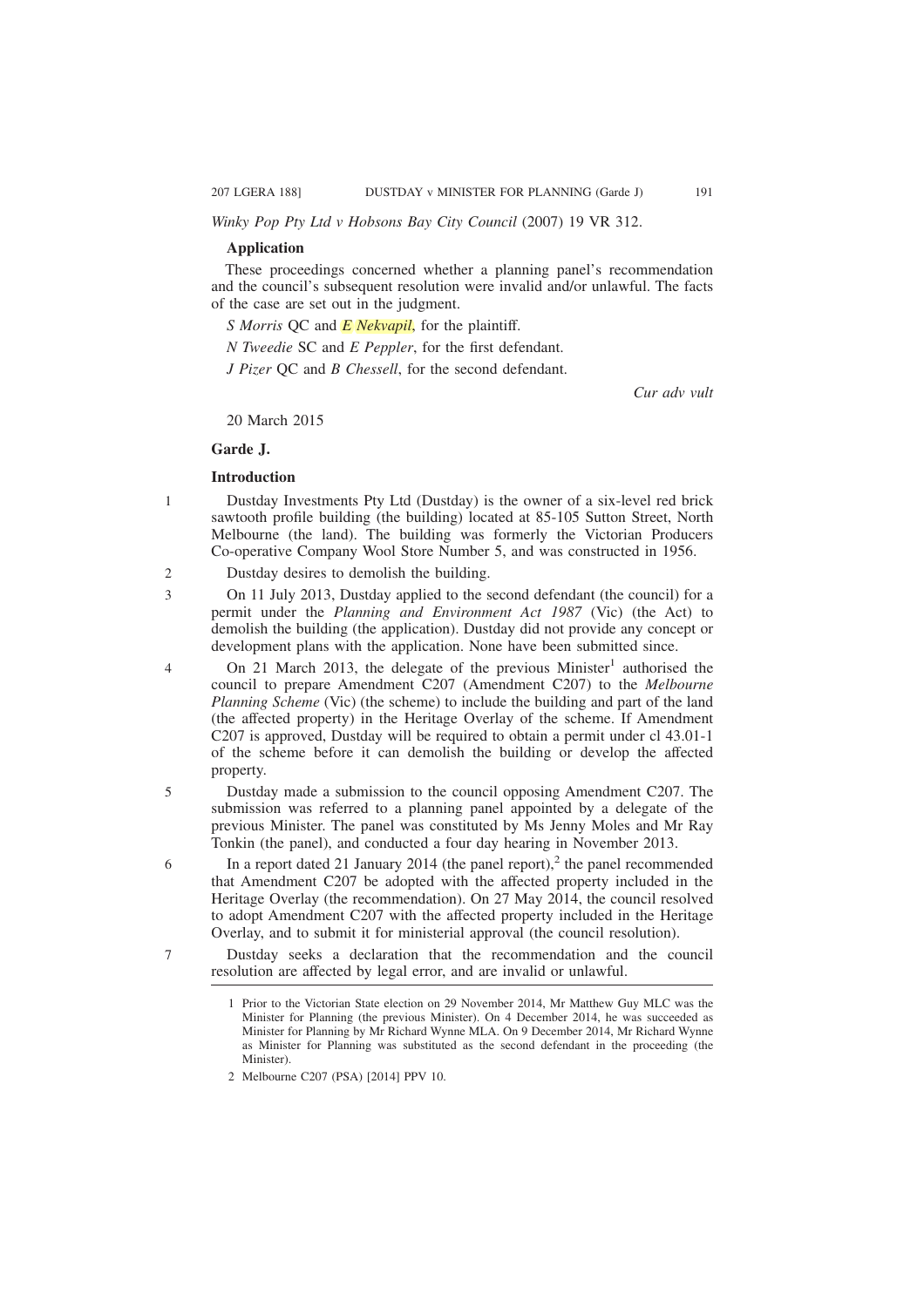*Winky Pop Pty Ltd v Hobsons Bay City Council* (2007) 19 VR 312.

**Application**

These proceedings concerned whether a planning panel's recommendation and the council's subsequent resolution were invalid and/or unlawful. The facts of the case are set out in the judgment.

*S Morris* QC and *E Nekvapil*, for the plaintiff.

*N Tweedie* SC and *E Peppler*, for the first defendant.

*J Pizer* QC and *B Chessell*, for the second defendant.

*Cur adv vult*

20 March 2015

**Garde J.**

**Introduction**

1 Dustday Investments Pty Ltd (Dustday) is the owner of a six-level red brick sawtooth profile building (the building) located at 85-105 Sutton Street, North Melbourne (the land). The building was formerly the Victorian Producers Co-operative Company Wool Store Number 5, and was constructed in 1956.

2 Dustday desires to demolish the building.

3 On 11 July 2013, Dustday applied to the second defendant (the council) for a permit under the *Planning and Environment Act 1987* (Vic) (the Act) to demolish the building (the application). Dustday did not provide any concept or development plans with the application. None have been submitted since.

4 On 21 March 2013, the delegate of the previous Minister[1] authorised the council to prepare Amendment C207 (Amendment C207) to the *Melbourne Planning Scheme* (Vic) (the scheme) to include the building and part of the land (the affected property) in the Heritage Overlay of the scheme. If Amendment C207 is approved, Dustday will be required to obtain a permit under cl 43.01-1 of the scheme before it can demolish the building or develop the affected property.

5 Dustday made a submission to the council opposing Amendment C207. The submission was referred to a planning panel appointed by a delegate of the previous Minister. The panel was constituted by Ms Jenny Moles and Mr Ray Tonkin (the panel), and conducted a four day hearing in November 2013.

6 In a report dated 21 January 2014 (the panel report),[2] the panel recommended that Amendment C207 be adopted with the affected property included in the Heritage Overlay (the recommendation). On 27 May 2014, the council resolved to adopt Amendment C207 with the affected property included in the Heritage Overlay, and to submit it for ministerial approval (the council resolution).

7 Dustday seeks a declaration that the recommendation and the council resolution are affected by legal error, and are invalid or unlawful.

---

1 Prior to the Victorian State election on 29 November 2014, Mr Matthew Guy MLC was the Minister for Planning (the previous Minister). On 4 December 2014, he was succeeded as Minister for Planning by Mr Richard Wynne MLA. On 9 December 2014, Mr Richard Wynne as Minister for Planning was substituted as the second defendant in the proceeding (the Minister).

2 Melbourne C207 (PSA) [2014] PPV 10.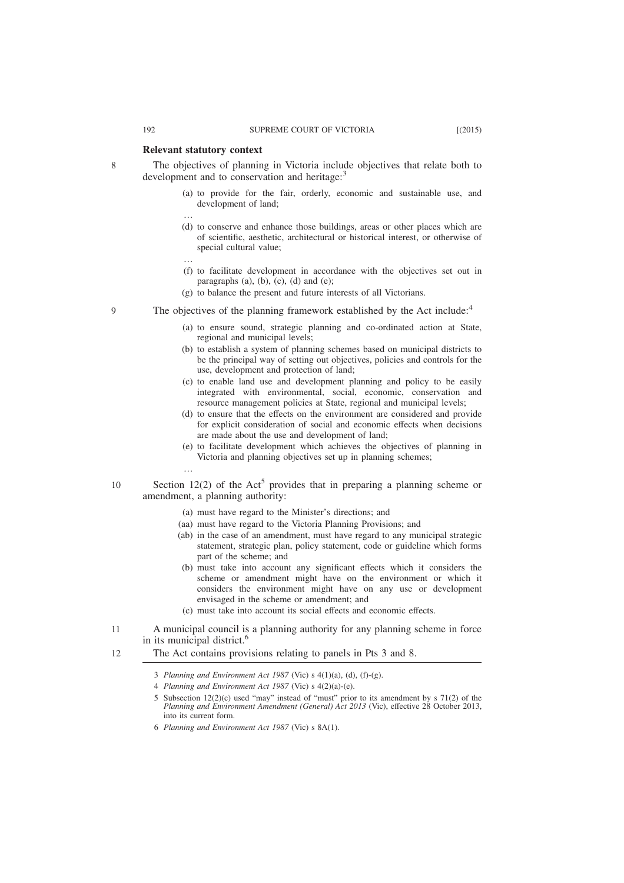**Relevant statutory context**

8 The objectives of planning in Victoria include objectives that relate both to development and to conservation and heritage:[3]

> (a) to provide for the fair, orderly, economic and sustainable use, and development of land;
>
> …
>
> (d) to conserve and enhance those buildings, areas or other places which are of scientific, aesthetic, architectural or historical interest, or otherwise of special cultural value;
>
> …
>
> (f) to facilitate development in accordance with the objectives set out in paragraphs (a), (b), (c), (d) and (e);
>
> (g) to balance the present and future interests of all Victorians.

9 The objectives of the planning framework established by the Act include:[4]

> (a) to ensure sound, strategic planning and co-ordinated action at State, regional and municipal levels;
>
> (b) to establish a system of planning schemes based on municipal districts to be the principal way of setting out objectives, policies and controls for the use, development and protection of land;
>
> (c) to enable land use and development planning and policy to be easily integrated with environmental, social, economic, conservation and resource management policies at State, regional and municipal levels;
>
> (d) to ensure that the effects on the environment are considered and provide for explicit consideration of social and economic effects when decisions are made about the use and development of land;
>
> (e) to facilitate development which achieves the objectives of planning in Victoria and planning objectives set up in planning schemes;
>
> …

10 Section 12(2) of the Act[5] provides that in preparing a planning scheme or amendment, a planning authority:

> (a) must have regard to the Minister's directions; and
>
> (aa) must have regard to the Victoria Planning Provisions; and
>
> (ab) in the case of an amendment, must have regard to any municipal strategic statement, strategic plan, policy statement, code or guideline which forms part of the scheme; and
>
> (b) must take into account any significant effects which it considers the scheme or amendment might have on the environment or which it considers the environment might have on any use or development envisaged in the scheme or amendment; and
>
> (c) must take into account its social effects and economic effects.

11 A municipal council is a planning authority for any planning scheme in force in its municipal district.[6]

12 The Act contains provisions relating to panels in Pts 3 and 8.

---

3 *Planning and Environment Act 1987* (Vic) s 4(1)(a), (d), (f)-(g).

4 *Planning and Environment Act 1987* (Vic) s 4(2)(a)-(e).

5 Subsection 12(2)(c) used "may" instead of "must" prior to its amendment by s 71(2) of the *Planning and Environment Amendment (General) Act 2013* (Vic), effective 28 October 2013, into its current form.

6 *Planning and Environment Act 1987* (Vic) s 8A(1).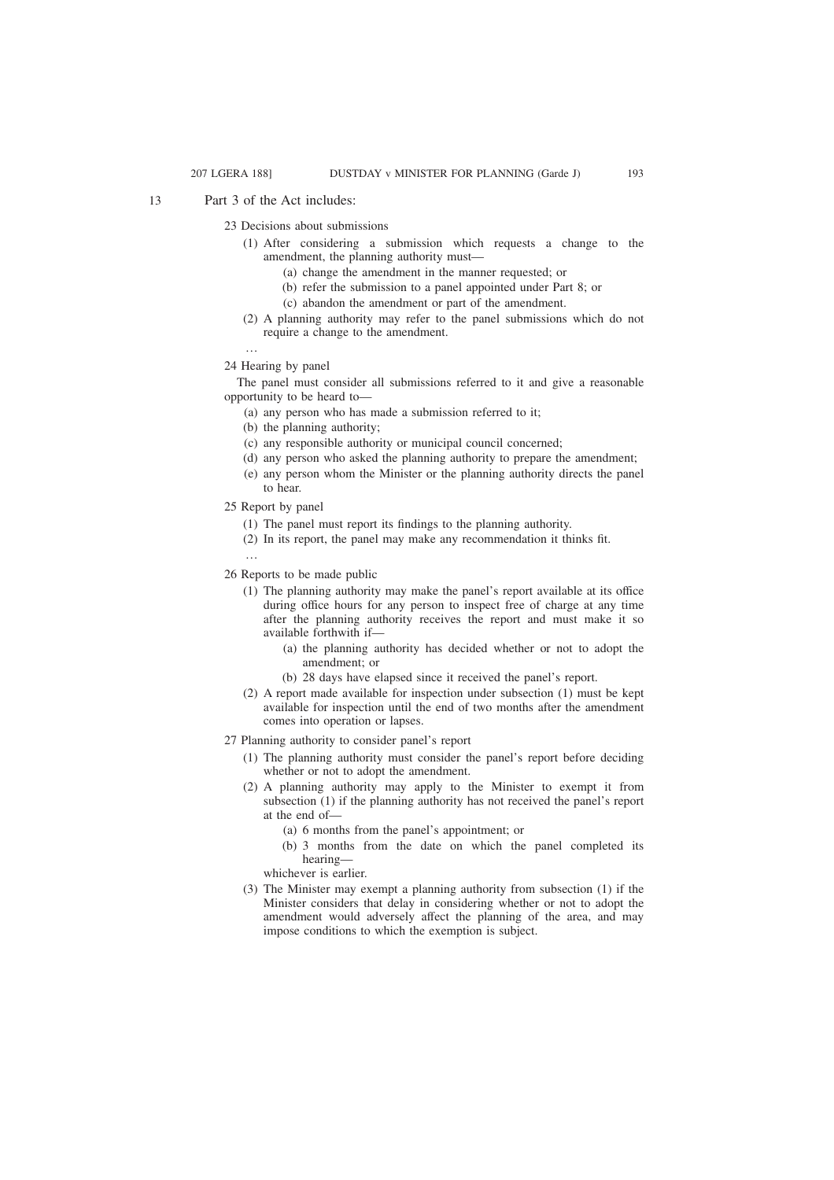13 Part 3 of the Act includes:

23 Decisions about submissions

(1) After considering a submission which requests a change to the amendment, the planning authority must—

(a) change the amendment in the manner requested; or

(b) refer the submission to a panel appointed under Part 8; or

(c) abandon the amendment or part of the amendment.

(2) A planning authority may refer to the panel submissions which do not require a change to the amendment.

…

24 Hearing by panel

The panel must consider all submissions referred to it and give a reasonable opportunity to be heard to—

(a) any person who has made a submission referred to it;

(b) the planning authority;

(c) any responsible authority or municipal council concerned;

(d) any person who asked the planning authority to prepare the amendment;

(e) any person whom the Minister or the planning authority directs the panel to hear.

25 Report by panel

(1) The panel must report its findings to the planning authority.

(2) In its report, the panel may make any recommendation it thinks fit.

…

26 Reports to be made public

(1) The planning authority may make the panel's report available at its office during office hours for any person to inspect free of charge at any time after the planning authority receives the report and must make it so available forthwith if—

(a) the planning authority has decided whether or not to adopt the amendment; or

(b) 28 days have elapsed since it received the panel's report.

(2) A report made available for inspection under subsection (1) must be kept available for inspection until the end of two months after the amendment comes into operation or lapses.

27 Planning authority to consider panel's report

(1) The planning authority must consider the panel's report before deciding whether or not to adopt the amendment.

(2) A planning authority may apply to the Minister to exempt it from subsection (1) if the planning authority has not received the panel's report at the end of—

(a) 6 months from the panel's appointment; or

(b) 3 months from the date on which the panel completed its hearing—

whichever is earlier.

(3) The Minister may exempt a planning authority from subsection (1) if the Minister considers that delay in considering whether or not to adopt the amendment would adversely affect the planning of the area, and may impose conditions to which the exemption is subject.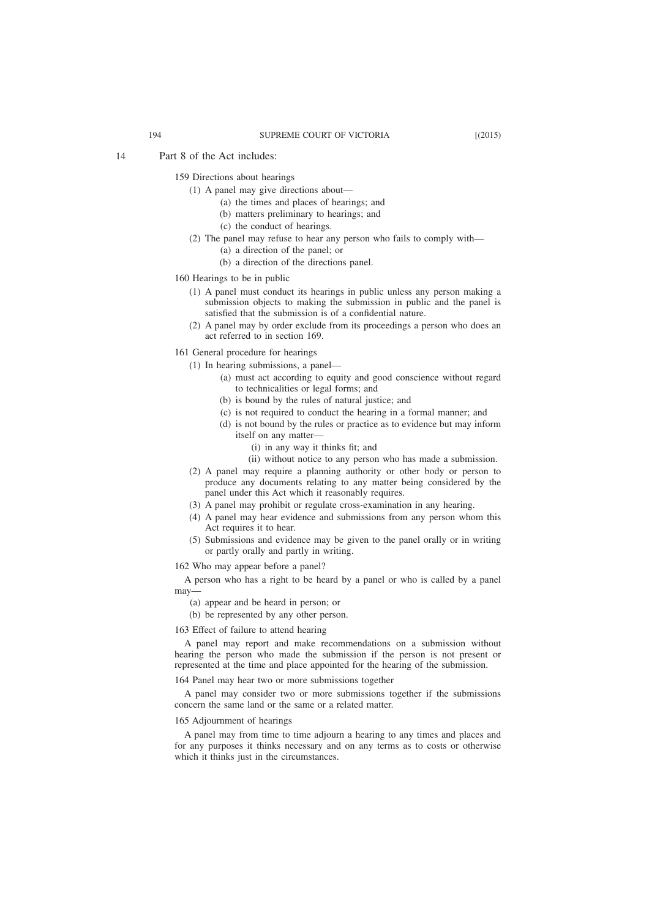14 Part 8 of the Act includes:

159 Directions about hearings

(1) A panel may give directions about—

(a) the times and places of hearings; and

(b) matters preliminary to hearings; and

(c) the conduct of hearings.

(2) The panel may refuse to hear any person who fails to comply with—

(a) a direction of the panel; or

(b) a direction of the directions panel.

160 Hearings to be in public

(1) A panel must conduct its hearings in public unless any person making a submission objects to making the submission in public and the panel is satisfied that the submission is of a confidential nature.

(2) A panel may by order exclude from its proceedings a person who does an act referred to in section 169.

161 General procedure for hearings

(1) In hearing submissions, a panel—

(a) must act according to equity and good conscience without regard to technicalities or legal forms; and

(b) is bound by the rules of natural justice; and

(c) is not required to conduct the hearing in a formal manner; and

(d) is not bound by the rules or practice as to evidence but may inform itself on any matter—

(i) in any way it thinks fit; and

(ii) without notice to any person who has made a submission.

(2) A panel may require a planning authority or other body or person to produce any documents relating to any matter being considered by the panel under this Act which it reasonably requires.

(3) A panel may prohibit or regulate cross-examination in any hearing.

(4) A panel may hear evidence and submissions from any person whom this Act requires it to hear.

(5) Submissions and evidence may be given to the panel orally or in writing or partly orally and partly in writing.

162 Who may appear before a panel?

A person who has a right to be heard by a panel or who is called by a panel may—

(a) appear and be heard in person; or

(b) be represented by any other person.

163 Effect of failure to attend hearing

A panel may report and make recommendations on a submission without hearing the person who made the submission if the person is not present or represented at the time and place appointed for the hearing of the submission.

164 Panel may hear two or more submissions together

A panel may consider two or more submissions together if the submissions concern the same land or the same or a related matter.

165 Adjournment of hearings

A panel may from time to time adjourn a hearing to any times and places and for any purposes it thinks necessary and on any terms as to costs or otherwise which it thinks just in the circumstances.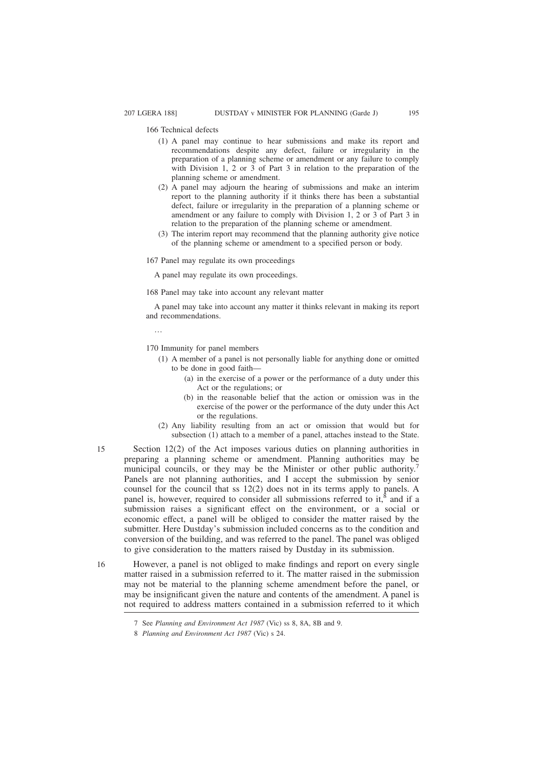166 Technical defects

(1) A panel may continue to hear submissions and make its report and recommendations despite any defect, failure or irregularity in the preparation of a planning scheme or amendment or any failure to comply with Division 1, 2 or 3 of Part 3 in relation to the preparation of the planning scheme or amendment.

(2) A panel may adjourn the hearing of submissions and make an interim report to the planning authority if it thinks there has been a substantial defect, failure or irregularity in the preparation of a planning scheme or amendment or any failure to comply with Division 1, 2 or 3 of Part 3 in relation to the preparation of the planning scheme or amendment.

(3) The interim report may recommend that the planning authority give notice of the planning scheme or amendment to a specified person or body.

167 Panel may regulate its own proceedings

A panel may regulate its own proceedings.

168 Panel may take into account any relevant matter

A panel may take into account any matter it thinks relevant in making its report and recommendations.

…

170 Immunity for panel members

(1) A member of a panel is not personally liable for anything done or omitted to be done in good faith—

(a) in the exercise of a power or the performance of a duty under this Act or the regulations; or

(b) in the reasonable belief that the action or omission was in the exercise of the power or the performance of the duty under this Act or the regulations.

(2) Any liability resulting from an act or omission that would but for subsection (1) attach to a member of a panel, attaches instead to the State.

15 Section 12(2) of the Act imposes various duties on planning authorities in preparing a planning scheme or amendment. Planning authorities may be municipal councils, or they may be the Minister or other public authority.[7] Panels are not planning authorities, and I accept the submission by senior counsel for the council that ss 12(2) does not in its terms apply to panels. A panel is, however, required to consider all submissions referred to it,[8] and if a submission raises a significant effect on the environment, or a social or economic effect, a panel will be obliged to consider the matter raised by the submitter. Here Dustday's submission included concerns as to the condition and conversion of the building, and was referred to the panel. The panel was obliged to give consideration to the matters raised by Dustday in its submission.

16 However, a panel is not obliged to make findings and report on every single matter raised in a submission referred to it. The matter raised in the submission may not be material to the planning scheme amendment before the panel, or may be insignificant given the nature and contents of the amendment. A panel is not required to address matters contained in a submission referred to it which

7 See *Planning and Environment Act 1987* (Vic) ss 8, 8A, 8B and 9.

8 *Planning and Environment Act 1987* (Vic) s 24.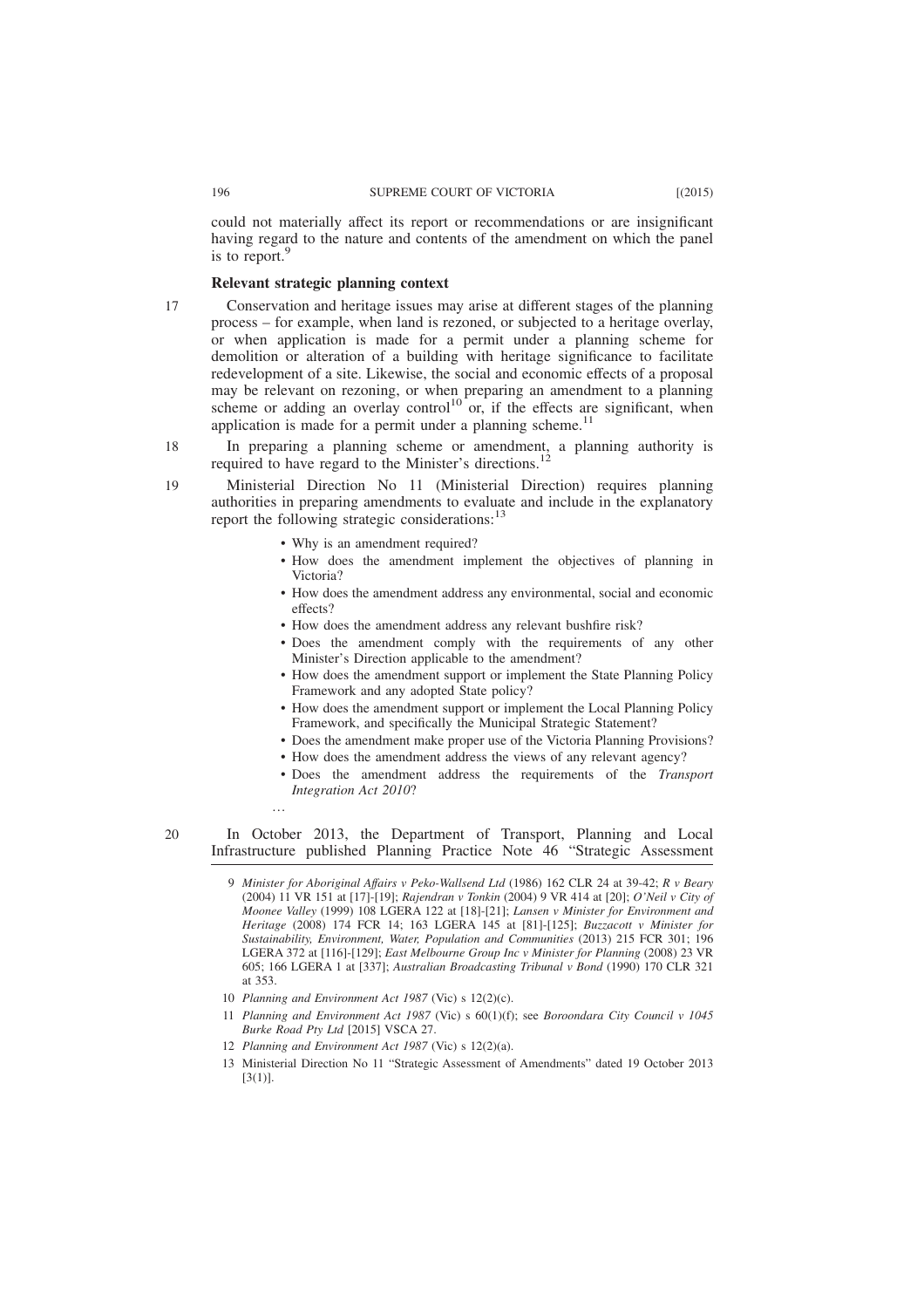could not materially affect its report or recommendations or are insignificant having regard to the nature and contents of the amendment on which the panel is to report.[9]

### Relevant strategic planning context

17 Conservation and heritage issues may arise at different stages of the planning process – for example, when land is rezoned, or subjected to a heritage overlay, or when application is made for a permit under a planning scheme for demolition or alteration of a building with heritage significance to facilitate redevelopment of a site. Likewise, the social and economic effects of a proposal may be relevant on rezoning, or when preparing an amendment to a planning scheme or adding an overlay control[10] or, if the effects are significant, when application is made for a permit under a planning scheme.[11]

18 In preparing a planning scheme or amendment, a planning authority is required to have regard to the Minister's directions.[12]

19 Ministerial Direction No 11 (Ministerial Direction) requires planning authorities in preparing amendments to evaluate and include in the explanatory report the following strategic considerations:[13]

- Why is an amendment required?
- How does the amendment implement the objectives of planning in Victoria?
- How does the amendment address any environmental, social and economic effects?
- How does the amendment address any relevant bushfire risk?
- Does the amendment comply with the requirements of any other Minister's Direction applicable to the amendment?
- How does the amendment support or implement the State Planning Policy Framework and any adopted State policy?
- How does the amendment support or implement the Local Planning Policy Framework, and specifically the Municipal Strategic Statement?
- Does the amendment make proper use of the Victoria Planning Provisions?
- How does the amendment address the views of any relevant agency?
- Does the amendment address the requirements of the *Transport Integration Act 2010*?

…

20 In October 2013, the Department of Transport, Planning and Local Infrastructure published Planning Practice Note 46 "Strategic Assessment

---

9 *Minister for Aboriginal Affairs v Peko-Wallsend Ltd* (1986) 162 CLR 24 at 39-42; *R v Beary* (2004) 11 VR 151 at [17]-[19]; *Rajendran v Tonkin* (2004) 9 VR 414 at [20]; *O'Neil v City of Moonee Valley* (1999) 108 LGERA 122 at [18]-[21]; *Lansen v Minister for Environment and Heritage* (2008) 174 FCR 14; 163 LGERA 145 at [81]-[125]; *Buzzacott v Minister for Sustainability, Environment, Water, Population and Communities* (2013) 215 FCR 301; 196 LGERA 372 at [116]-[129]; *East Melbourne Group Inc v Minister for Planning* (2008) 23 VR 605; 166 LGERA 1 at [337]; *Australian Broadcasting Tribunal v Bond* (1990) 170 CLR 321 at 353.

10 *Planning and Environment Act 1987* (Vic) s 12(2)(c).

11 *Planning and Environment Act 1987* (Vic) s 60(1)(f); see *Boroondara City Council v 1045 Burke Road Pty Ltd* [2015] VSCA 27.

12 *Planning and Environment Act 1987* (Vic) s 12(2)(a).

13 Ministerial Direction No 11 "Strategic Assessment of Amendments" dated 19 October 2013 [3(1)].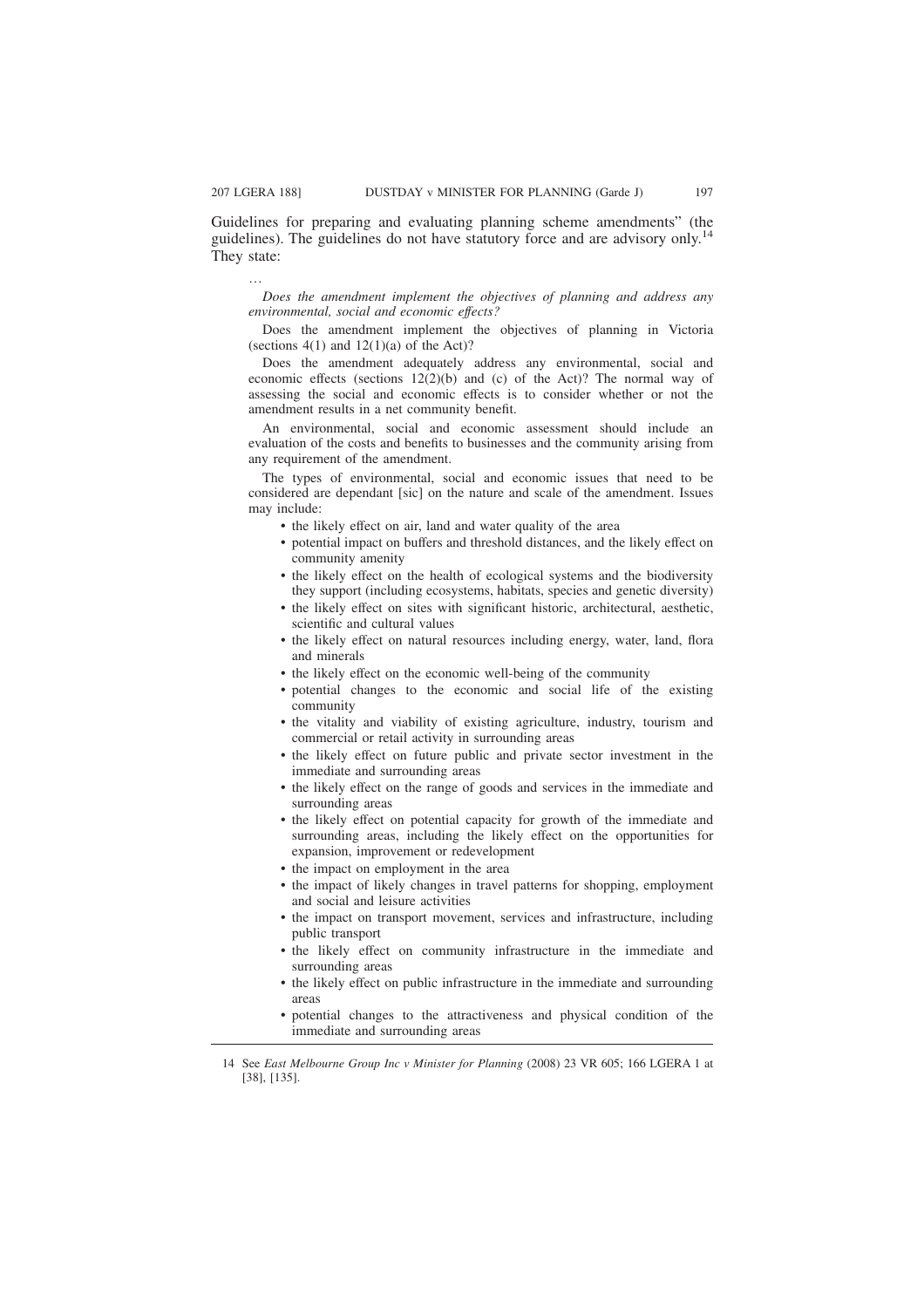Guidelines for preparing and evaluating planning scheme amendments" (the guidelines). The guidelines do not have statutory force and are advisory only.[14] They state:

> …
>
> *Does the amendment implement the objectives of planning and address any environmental, social and economic effects?*
>
> Does the amendment implement the objectives of planning in Victoria (sections 4(1) and 12(1)(a) of the Act)?
>
> Does the amendment adequately address any environmental, social and economic effects (sections 12(2)(b) and (c) of the Act)? The normal way of assessing the social and economic effects is to consider whether or not the amendment results in a net community benefit.
>
> An environmental, social and economic assessment should include an evaluation of the costs and benefits to businesses and the community arising from any requirement of the amendment.
>
> The types of environmental, social and economic issues that need to be considered are dependant [sic] on the nature and scale of the amendment. Issues may include:
>
> - the likely effect on air, land and water quality of the area
> - potential impact on buffers and threshold distances, and the likely effect on community amenity
> - the likely effect on the health of ecological systems and the biodiversity they support (including ecosystems, habitats, species and genetic diversity)
> - the likely effect on sites with significant historic, architectural, aesthetic, scientific and cultural values
> - the likely effect on natural resources including energy, water, land, flora and minerals
> - the likely effect on the economic well-being of the community
> - potential changes to the economic and social life of the existing community
> - the vitality and viability of existing agriculture, industry, tourism and commercial or retail activity in surrounding areas
> - the likely effect on future public and private sector investment in the immediate and surrounding areas
> - the likely effect on the range of goods and services in the immediate and surrounding areas
> - the likely effect on potential capacity for growth of the immediate and surrounding areas, including the likely effect on the opportunities for expansion, improvement or redevelopment
> - the impact on employment in the area
> - the impact of likely changes in travel patterns for shopping, employment and social and leisure activities
> - the impact on transport movement, services and infrastructure, including public transport
> - the likely effect on community infrastructure in the immediate and surrounding areas
> - the likely effect on public infrastructure in the immediate and surrounding areas
> - potential changes to the attractiveness and physical condition of the immediate and surrounding areas

---

14 See *East Melbourne Group Inc v Minister for Planning* (2008) 23 VR 605; 166 LGERA 1 at [38], [135].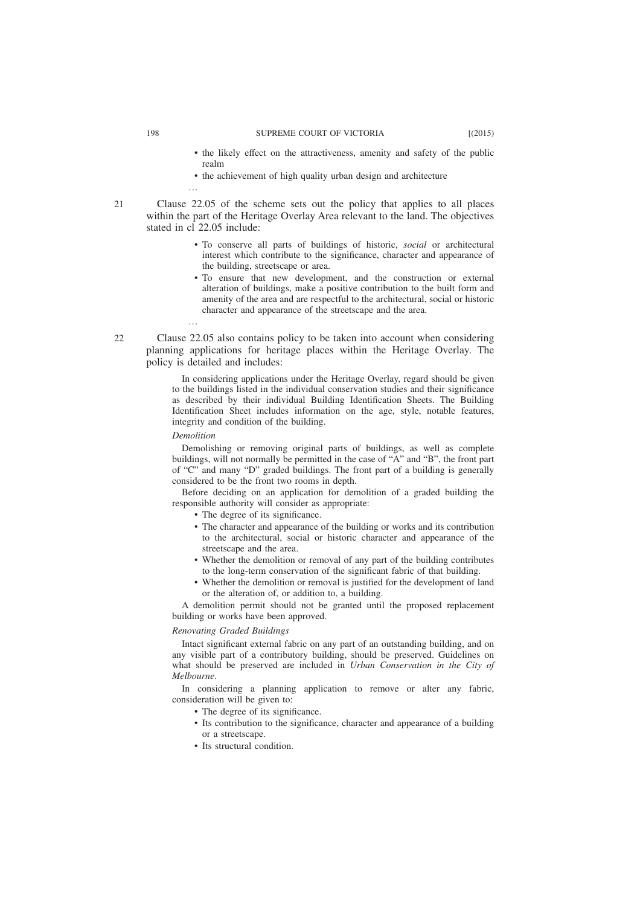- the likely effect on the attractiveness, amenity and safety of the public realm
- the achievement of high quality urban design and architecture

…

21 Clause 22.05 of the scheme sets out the policy that applies to all places within the part of the Heritage Overlay Area relevant to the land. The objectives stated in cl 22.05 include:

> - To conserve all parts of buildings of historic, *social* or architectural interest which contribute to the significance, character and appearance of the building, streetscape or area.
> - To ensure that new development, and the construction or external alteration of buildings, make a positive contribution to the built form and amenity of the area and are respectful to the architectural, social or historic character and appearance of the streetscape and the area.

…

22 Clause 22.05 also contains policy to be taken into account when considering planning applications for heritage places within the Heritage Overlay. The policy is detailed and includes:

> In considering applications under the Heritage Overlay, regard should be given to the buildings listed in the individual conservation studies and their significance as described by their individual Building Identification Sheets. The Building Identification Sheet includes information on the age, style, notable features, integrity and condition of the building.
>
> *Demolition*
>
> Demolishing or removing original parts of buildings, as well as complete buildings, will not normally be permitted in the case of "A" and "B", the front part of "C" and many "D" graded buildings. The front part of a building is generally considered to be the front two rooms in depth.
>
> Before deciding on an application for demolition of a graded building the responsible authority will consider as appropriate:
>
> - The degree of its significance.
> - The character and appearance of the building or works and its contribution to the architectural, social or historic character and appearance of the streetscape and the area.
> - Whether the demolition or removal of any part of the building contributes to the long-term conservation of the significant fabric of that building.
> - Whether the demolition or removal is justified for the development of land or the alteration of, or addition to, a building.
>
> A demolition permit should not be granted until the proposed replacement building or works have been approved.
>
> *Renovating Graded Buildings*
>
> Intact significant external fabric on any part of an outstanding building, and on any visible part of a contributory building, should be preserved. Guidelines on what should be preserved are included in *Urban Conservation in the City of Melbourne*.
>
> In considering a planning application to remove or alter any fabric, consideration will be given to:
>
> - The degree of its significance.
> - Its contribution to the significance, character and appearance of a building or a streetscape.
> - Its structural condition.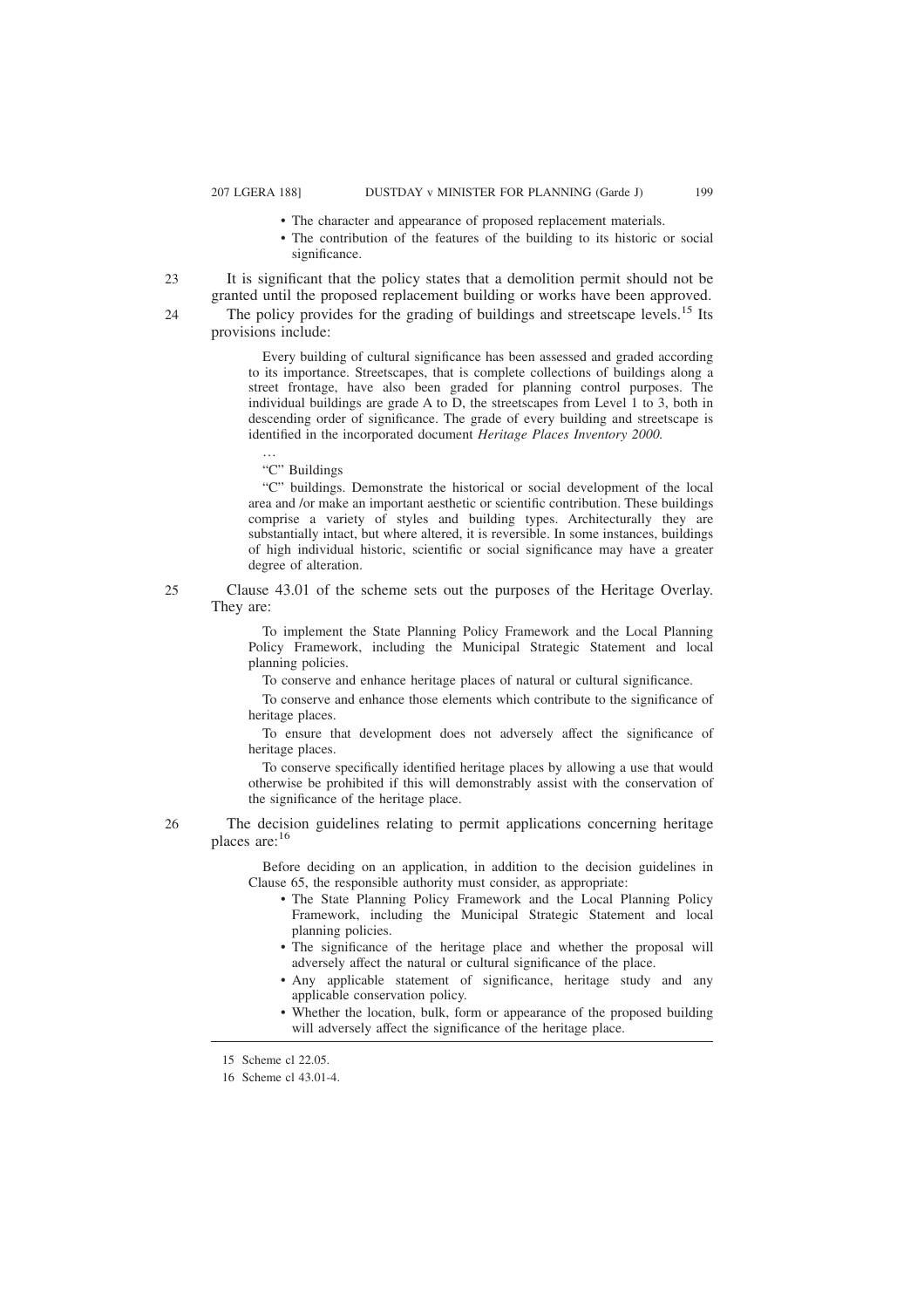- The character and appearance of proposed replacement materials.
- The contribution of the features of the building to its historic or social significance.

23 It is significant that the policy states that a demolition permit should not be granted until the proposed replacement building or works have been approved.

24 The policy provides for the grading of buildings and streetscape levels.[15] Its provisions include:

> Every building of cultural significance has been assessed and graded according to its importance. Streetscapes, that is complete collections of buildings along a street frontage, have also been graded for planning control purposes. The individual buildings are grade A to D, the streetscapes from Level 1 to 3, both in descending order of significance. The grade of every building and streetscape is identified in the incorporated document *Heritage Places Inventory 2000.*
>
> …
>
> "C" Buildings
>
> "C" buildings. Demonstrate the historical or social development of the local area and /or make an important aesthetic or scientific contribution. These buildings comprise a variety of styles and building types. Architecturally they are substantially intact, but where altered, it is reversible. In some instances, buildings of high individual historic, scientific or social significance may have a greater degree of alteration.

25 Clause 43.01 of the scheme sets out the purposes of the Heritage Overlay. They are:

> To implement the State Planning Policy Framework and the Local Planning Policy Framework, including the Municipal Strategic Statement and local planning policies.
>
> To conserve and enhance heritage places of natural or cultural significance.
>
> To conserve and enhance those elements which contribute to the significance of heritage places.
>
> To ensure that development does not adversely affect the significance of heritage places.
>
> To conserve specifically identified heritage places by allowing a use that would otherwise be prohibited if this will demonstrably assist with the conservation of the significance of the heritage place.

26 The decision guidelines relating to permit applications concerning heritage places are:[16]

> Before deciding on an application, in addition to the decision guidelines in Clause 65, the responsible authority must consider, as appropriate:
>
> - The State Planning Policy Framework and the Local Planning Policy Framework, including the Municipal Strategic Statement and local planning policies.
> - The significance of the heritage place and whether the proposal will adversely affect the natural or cultural significance of the place.
> - Any applicable statement of significance, heritage study and any applicable conservation policy.
> - Whether the location, bulk, form or appearance of the proposed building will adversely affect the significance of the heritage place.

---

15 Scheme cl 22.05.

16 Scheme cl 43.01-4.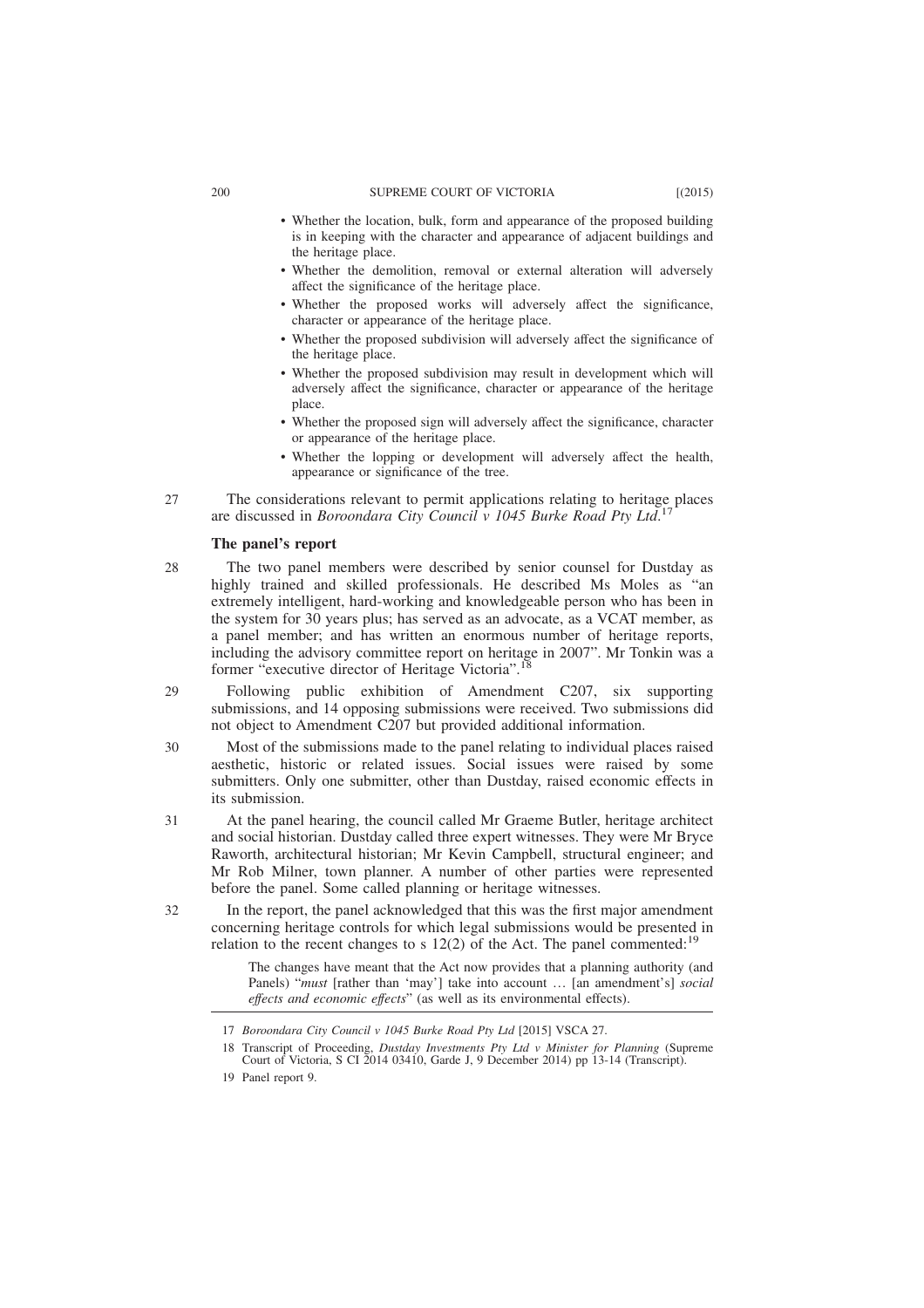- Whether the location, bulk, form and appearance of the proposed building is in keeping with the character and appearance of adjacent buildings and the heritage place.
- Whether the demolition, removal or external alteration will adversely affect the significance of the heritage place.
- Whether the proposed works will adversely affect the significance, character or appearance of the heritage place.
- Whether the proposed subdivision will adversely affect the significance of the heritage place.
- Whether the proposed subdivision may result in development which will adversely affect the significance, character or appearance of the heritage place.
- Whether the proposed sign will adversely affect the significance, character or appearance of the heritage place.
- Whether the lopping or development will adversely affect the health, appearance or significance of the tree.

27 The considerations relevant to permit applications relating to heritage places are discussed in *Boroondara City Council v 1045 Burke Road Pty Ltd*.[17]

**The panel's report**

28 The two panel members were described by senior counsel for Dustday as highly trained and skilled professionals. He described Ms Moles as "an extremely intelligent, hard-working and knowledgeable person who has been in the system for 30 years plus; has served as an advocate, as a VCAT member, as a panel member; and has written an enormous number of heritage reports, including the advisory committee report on heritage in 2007". Mr Tonkin was a former "executive director of Heritage Victoria".[18]

29 Following public exhibition of Amendment C207, six supporting submissions, and 14 opposing submissions were received. Two submissions did not object to Amendment C207 but provided additional information.

30 Most of the submissions made to the panel relating to individual places raised aesthetic, historic or related issues. Social issues were raised by some submitters. Only one submitter, other than Dustday, raised economic effects in its submission.

31 At the panel hearing, the council called Mr Graeme Butler, heritage architect and social historian. Dustday called three expert witnesses. They were Mr Bryce Raworth, architectural historian; Mr Kevin Campbell, structural engineer; and Mr Rob Milner, town planner. A number of other parties were represented before the panel. Some called planning or heritage witnesses.

32 In the report, the panel acknowledged that this was the first major amendment concerning heritage controls for which legal submissions would be presented in relation to the recent changes to s 12(2) of the Act. The panel commented:[19]

> The changes have meant that the Act now provides that a planning authority (and Panels) "*must* [rather than 'may'] take into account … [an amendment's] *social effects and economic effects*" (as well as its environmental effects).

---

17 *Boroondara City Council v 1045 Burke Road Pty Ltd* [2015] VSCA 27.

18 Transcript of Proceeding, *Dustday Investments Pty Ltd v Minister for Planning* (Supreme Court of Victoria, S CI 2014 03410, Garde J, 9 December 2014) pp 13-14 (Transcript).

19 Panel report 9.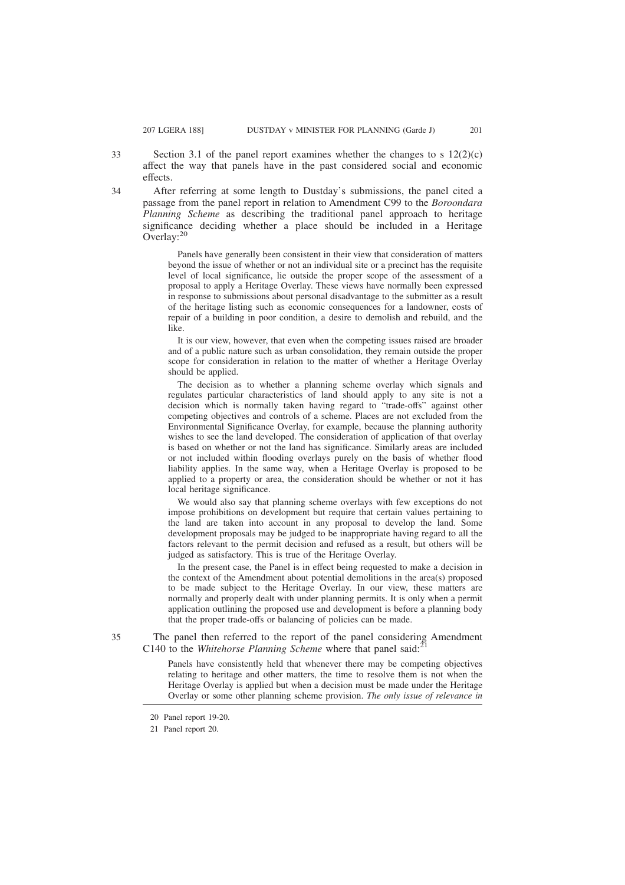33 Section 3.1 of the panel report examines whether the changes to s 12(2)(c) affect the way that panels have in the past considered social and economic effects.

34 After referring at some length to Dustday's submissions, the panel cited a passage from the panel report in relation to Amendment C99 to the *Boroondara Planning Scheme* as describing the traditional panel approach to heritage significance deciding whether a place should be included in a Heritage Overlay:[20]

> Panels have generally been consistent in their view that consideration of matters beyond the issue of whether or not an individual site or a precinct has the requisite level of local significance, lie outside the proper scope of the assessment of a proposal to apply a Heritage Overlay. These views have normally been expressed in response to submissions about personal disadvantage to the submitter as a result of the heritage listing such as economic consequences for a landowner, costs of repair of a building in poor condition, a desire to demolish and rebuild, and the like.
>
> It is our view, however, that even when the competing issues raised are broader and of a public nature such as urban consolidation, they remain outside the proper scope for consideration in relation to the matter of whether a Heritage Overlay should be applied.
>
> The decision as to whether a planning scheme overlay which signals and regulates particular characteristics of land should apply to any site is not a decision which is normally taken having regard to "trade-offs" against other competing objectives and controls of a scheme. Places are not excluded from the Environmental Significance Overlay, for example, because the planning authority wishes to see the land developed. The consideration of application of that overlay is based on whether or not the land has significance. Similarly areas are included or not included within flooding overlays purely on the basis of whether flood liability applies. In the same way, when a Heritage Overlay is proposed to be applied to a property or area, the consideration should be whether or not it has local heritage significance.
>
> We would also say that planning scheme overlays with few exceptions do not impose prohibitions on development but require that certain values pertaining to the land are taken into account in any proposal to develop the land. Some development proposals may be judged to be inappropriate having regard to all the factors relevant to the permit decision and refused as a result, but others will be judged as satisfactory. This is true of the Heritage Overlay.
>
> In the present case, the Panel is in effect being requested to make a decision in the context of the Amendment about potential demolitions in the area(s) proposed to be made subject to the Heritage Overlay. In our view, these matters are normally and properly dealt with under planning permits. It is only when a permit application outlining the proposed use and development is before a planning body that the proper trade-offs or balancing of policies can be made.

35 The panel then referred to the report of the panel considering Amendment C140 to the *Whitehorse Planning Scheme* where that panel said:[21]

> Panels have consistently held that whenever there may be competing objectives relating to heritage and other matters, the time to resolve them is not when the Heritage Overlay is applied but when a decision must be made under the Heritage Overlay or some other planning scheme provision. *The only issue of relevance in*

---

20 Panel report 19-20.

21 Panel report 20.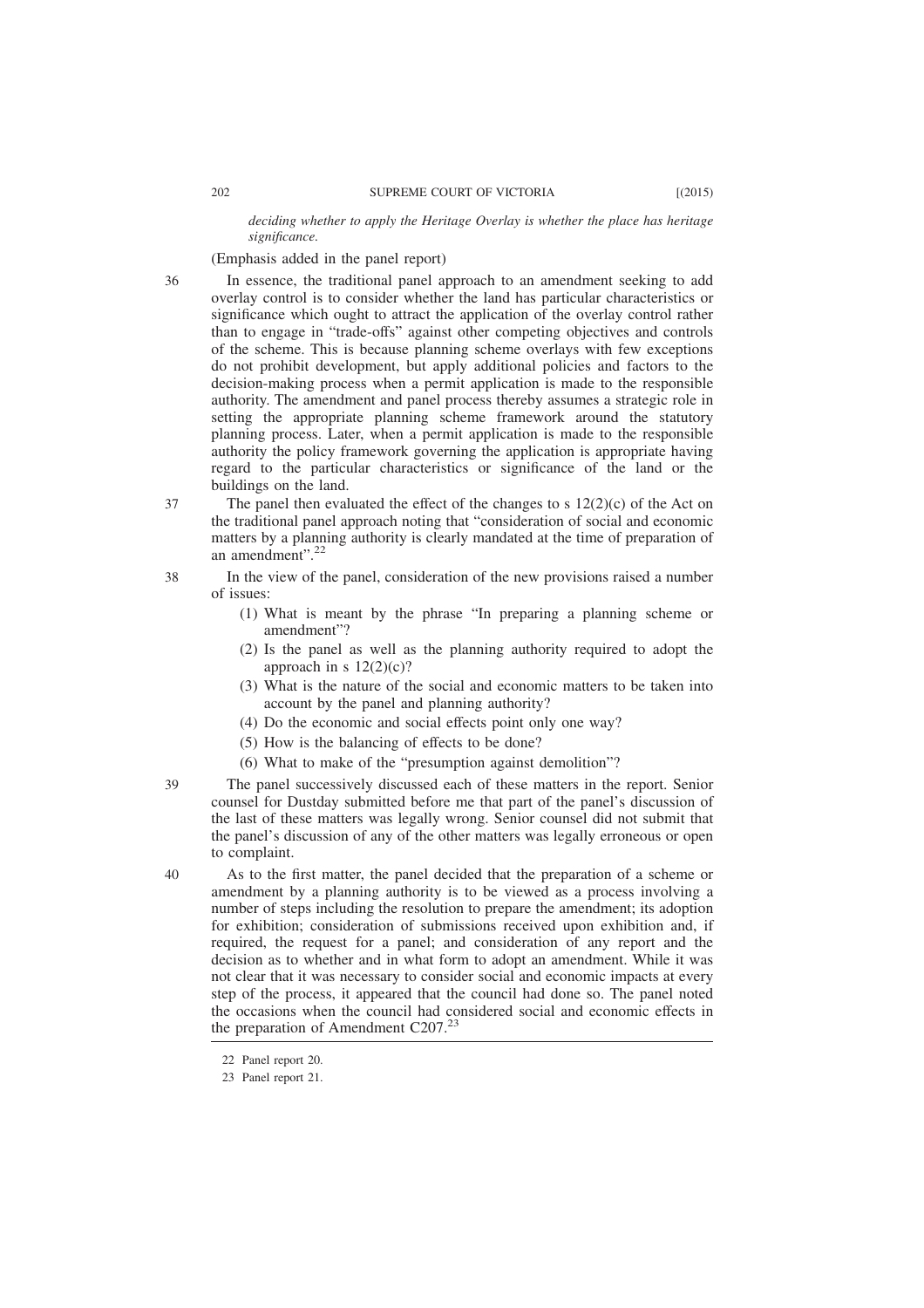*deciding whether to apply the Heritage Overlay is whether the place has heritage significance.*

(Emphasis added in the panel report)

36 In essence, the traditional panel approach to an amendment seeking to add overlay control is to consider whether the land has particular characteristics or significance which ought to attract the application of the overlay control rather than to engage in "trade-offs" against other competing objectives and controls of the scheme. This is because planning scheme overlays with few exceptions do not prohibit development, but apply additional policies and factors to the decision-making process when a permit application is made to the responsible authority. The amendment and panel process thereby assumes a strategic role in setting the appropriate planning scheme framework around the statutory planning process. Later, when a permit application is made to the responsible authority the policy framework governing the application is appropriate having regard to the particular characteristics or significance of the land or the buildings on the land.

37 The panel then evaluated the effect of the changes to s 12(2)(c) of the Act on the traditional panel approach noting that "consideration of social and economic matters by a planning authority is clearly mandated at the time of preparation of an amendment".[22]

38 In the view of the panel, consideration of the new provisions raised a number of issues:

(1) What is meant by the phrase "In preparing a planning scheme or amendment"?
(2) Is the panel as well as the planning authority required to adopt the approach in s 12(2)(c)?
(3) What is the nature of the social and economic matters to be taken into account by the panel and planning authority?
(4) Do the economic and social effects point only one way?
(5) How is the balancing of effects to be done?
(6) What to make of the "presumption against demolition"?

39 The panel successively discussed each of these matters in the report. Senior counsel for Dustday submitted before me that part of the panel's discussion of the last of these matters was legally wrong. Senior counsel did not submit that the panel's discussion of any of the other matters was legally erroneous or open to complaint.

40 As to the first matter, the panel decided that the preparation of a scheme or amendment by a planning authority is to be viewed as a process involving a number of steps including the resolution to prepare the amendment; its adoption for exhibition; consideration of submissions received upon exhibition and, if required, the request for a panel; and consideration of any report and the decision as to whether and in what form to adopt an amendment. While it was not clear that it was necessary to consider social and economic impacts at every step of the process, it appeared that the council had done so. The panel noted the occasions when the council had considered social and economic effects in the preparation of Amendment C207.[23]

22 Panel report 20.

23 Panel report 21.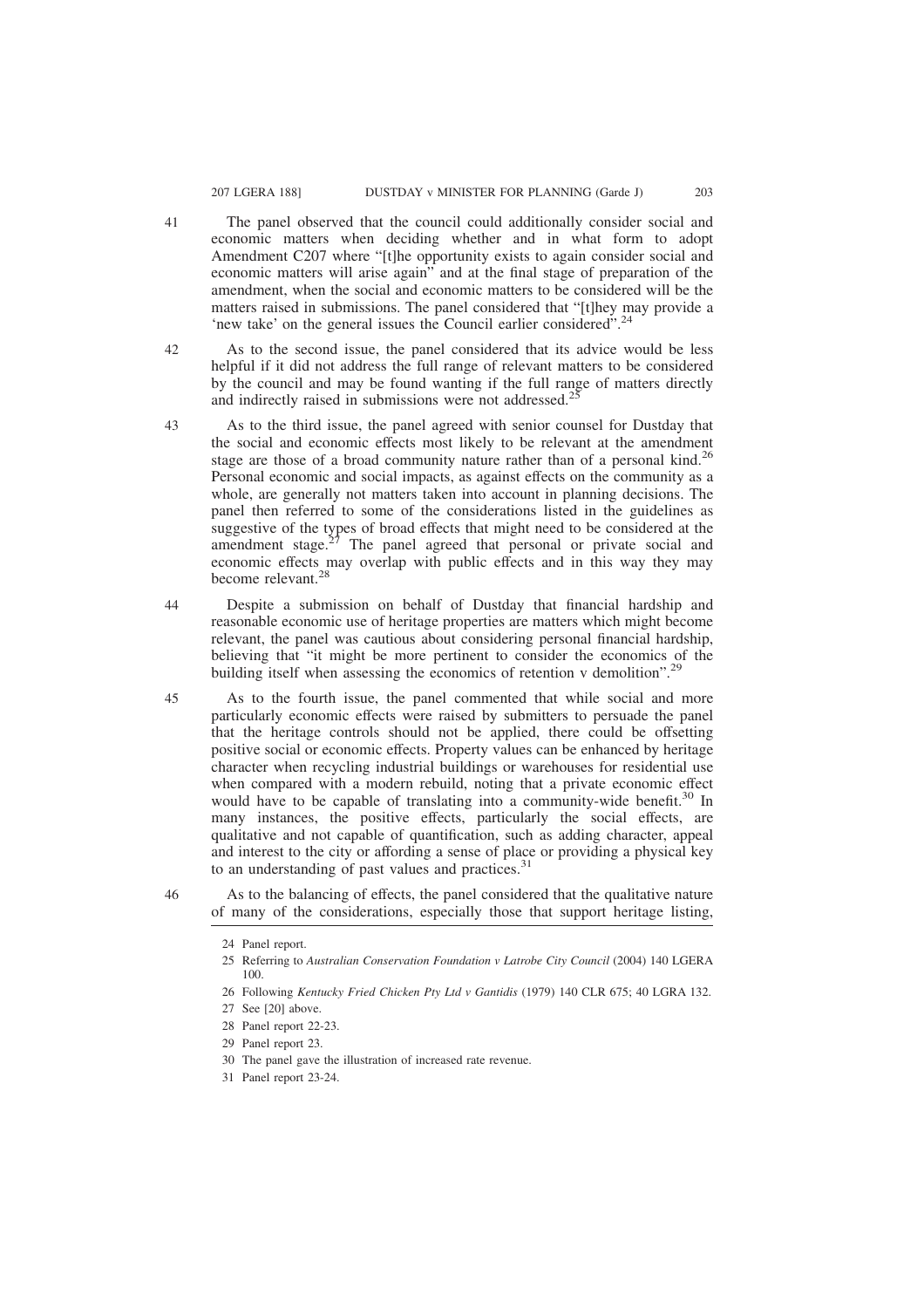41 The panel observed that the council could additionally consider social and economic matters when deciding whether and in what form to adopt Amendment C207 where "[t]he opportunity exists to again consider social and economic matters will arise again" and at the final stage of preparation of the amendment, when the social and economic matters to be considered will be the matters raised in submissions. The panel considered that "[t]hey may provide a 'new take' on the general issues the Council earlier considered".[24]

42 As to the second issue, the panel considered that its advice would be less helpful if it did not address the full range of relevant matters to be considered by the council and may be found wanting if the full range of matters directly and indirectly raised in submissions were not addressed.[25]

43 As to the third issue, the panel agreed with senior counsel for Dustday that the social and economic effects most likely to be relevant at the amendment stage are those of a broad community nature rather than of a personal kind.[26] Personal economic and social impacts, as against effects on the community as a whole, are generally not matters taken into account in planning decisions. The panel then referred to some of the considerations listed in the guidelines as suggestive of the types of broad effects that might need to be considered at the amendment stage.[27] The panel agreed that personal or private social and economic effects may overlap with public effects and in this way they may become relevant.[28]

44 Despite a submission on behalf of Dustday that financial hardship and reasonable economic use of heritage properties are matters which might become relevant, the panel was cautious about considering personal financial hardship, believing that "it might be more pertinent to consider the economics of the building itself when assessing the economics of retention v demolition".[29]

45 As to the fourth issue, the panel commented that while social and more particularly economic effects were raised by submitters to persuade the panel that the heritage controls should not be applied, there could be offsetting positive social or economic effects. Property values can be enhanced by heritage character when recycling industrial buildings or warehouses for residential use when compared with a modern rebuild, noting that a private economic effect would have to be capable of translating into a community-wide benefit.[30] In many instances, the positive effects, particularly the social effects, are qualitative and not capable of quantification, such as adding character, appeal and interest to the city or affording a sense of place or providing a physical key to an understanding of past values and practices.[31]

46 As to the balancing of effects, the panel considered that the qualitative nature of many of the considerations, especially those that support heritage listing,

---

24 Panel report.

25 Referring to *Australian Conservation Foundation v Latrobe City Council* (2004) 140 LGERA 100.

26 Following *Kentucky Fried Chicken Pty Ltd v Gantidis* (1979) 140 CLR 675; 40 LGRA 132.

27 See [20] above.

28 Panel report 22-23.

29 Panel report 23.

30 The panel gave the illustration of increased rate revenue.

31 Panel report 23-24.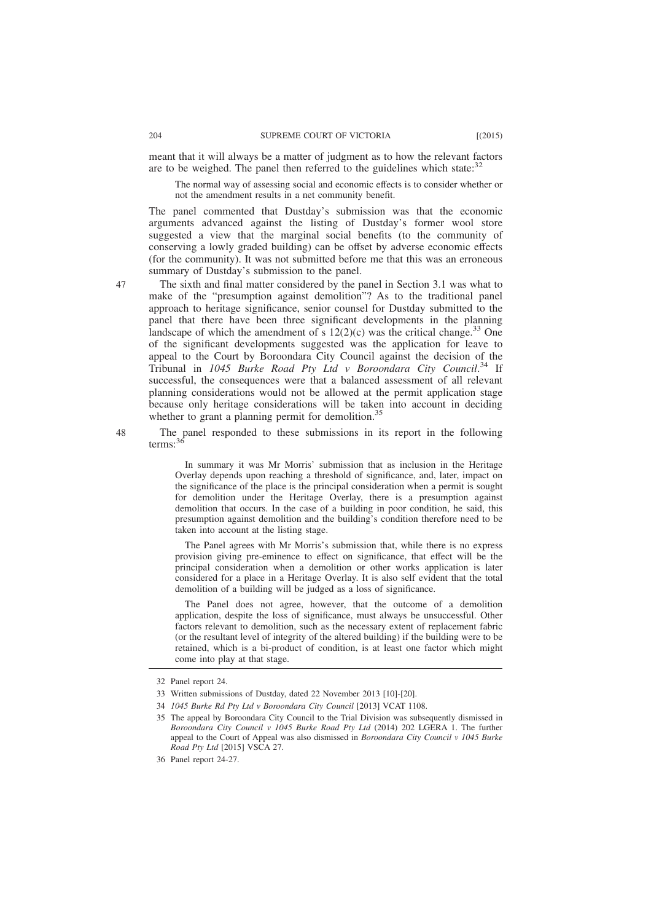meant that it will always be a matter of judgment as to how the relevant factors are to be weighed. The panel then referred to the guidelines which state:[32]

> The normal way of assessing social and economic effects is to consider whether or not the amendment results in a net community benefit.

The panel commented that Dustday's submission was that the economic arguments advanced against the listing of Dustday's former wool store suggested a view that the marginal social benefits (to the community of conserving a lowly graded building) can be offset by adverse economic effects (for the community). It was not submitted before me that this was an erroneous summary of Dustday's submission to the panel.

47 The sixth and final matter considered by the panel in Section 3.1 was what to make of the "presumption against demolition"? As to the traditional panel approach to heritage significance, senior counsel for Dustday submitted to the panel that there have been three significant developments in the planning landscape of which the amendment of s 12(2)(c) was the critical change.[33] One of the significant developments suggested was the application for leave to appeal to the Court by Boroondara City Council against the decision of the Tribunal in *1045 Burke Road Pty Ltd v Boroondara City Council*.[34] If successful, the consequences were that a balanced assessment of all relevant planning considerations would not be allowed at the permit application stage because only heritage considerations will be taken into account in deciding whether to grant a planning permit for demolition.[35]

48 The panel responded to these submissions in its report in the following terms:[36]

> In summary it was Mr Morris' submission that as inclusion in the Heritage Overlay depends upon reaching a threshold of significance, and, later, impact on the significance of the place is the principal consideration when a permit is sought for demolition under the Heritage Overlay, there is a presumption against demolition that occurs. In the case of a building in poor condition, he said, this presumption against demolition and the building's condition therefore need to be taken into account at the listing stage.
>
> The Panel agrees with Mr Morris's submission that, while there is no express provision giving pre-eminence to effect on significance, that effect will be the principal consideration when a demolition or other works application is later considered for a place in a Heritage Overlay. It is also self evident that the total demolition of a building will be judged as a loss of significance.
>
> The Panel does not agree, however, that the outcome of a demolition application, despite the loss of significance, must always be unsuccessful. Other factors relevant to demolition, such as the necessary extent of replacement fabric (or the resultant level of integrity of the altered building) if the building were to be retained, which is a bi-product of condition, is at least one factor which might come into play at that stage.

---

32 Panel report 24.

33 Written submissions of Dustday, dated 22 November 2013 [10]-[20].

34 *1045 Burke Rd Pty Ltd v Boroondara City Council* [2013] VCAT 1108.

35 The appeal by Boroondara City Council to the Trial Division was subsequently dismissed in *Boroondara City Council v 1045 Burke Road Pty Ltd* (2014) 202 LGERA 1. The further appeal to the Court of Appeal was also dismissed in *Boroondara City Council v 1045 Burke Road Pty Ltd* [2015] VSCA 27.

36 Panel report 24-27.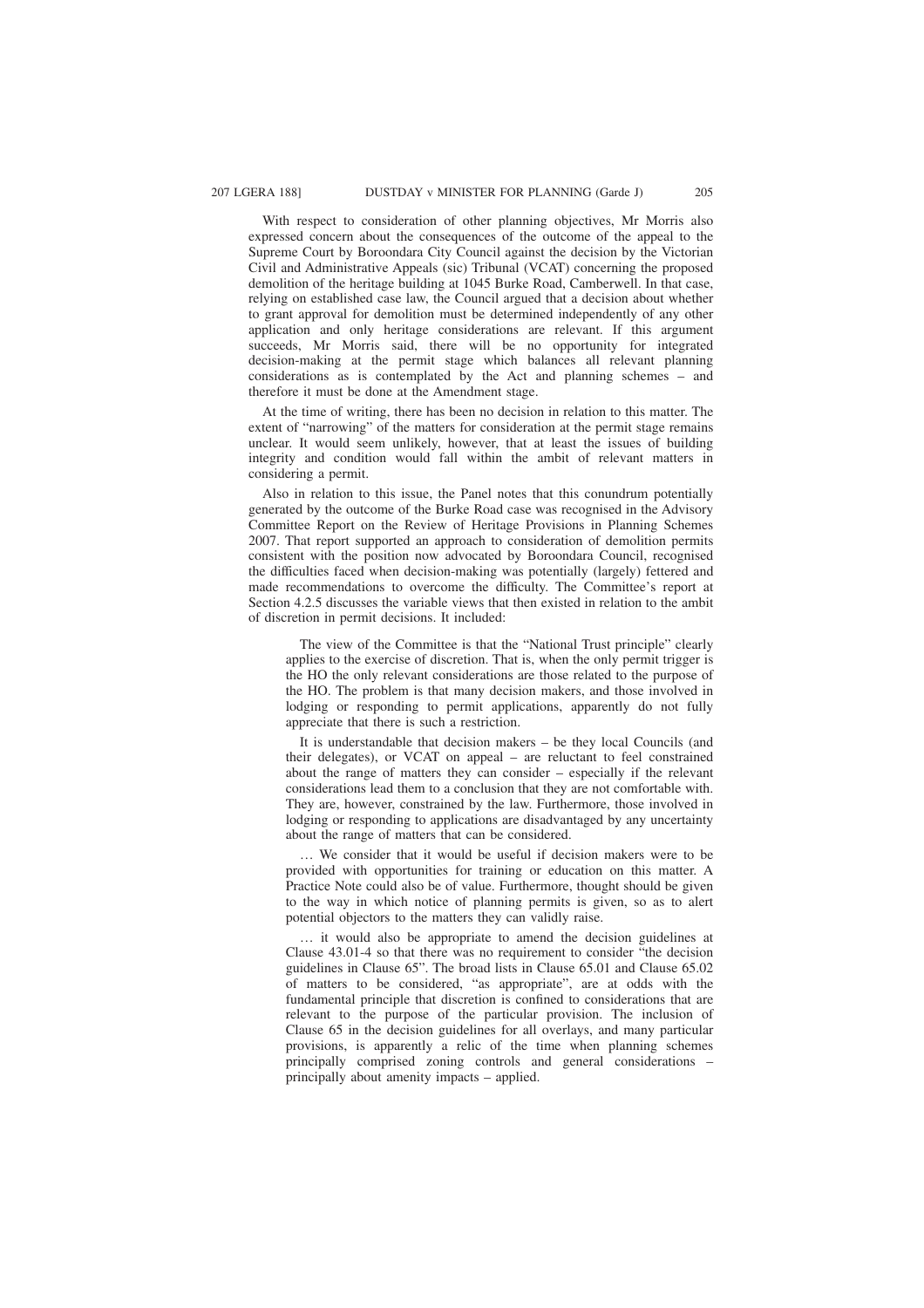With respect to consideration of other planning objectives, Mr Morris also expressed concern about the consequences of the outcome of the appeal to the Supreme Court by Boroondara City Council against the decision by the Victorian Civil and Administrative Appeals (sic) Tribunal (VCAT) concerning the proposed demolition of the heritage building at 1045 Burke Road, Camberwell. In that case, relying on established case law, the Council argued that a decision about whether to grant approval for demolition must be determined independently of any other application and only heritage considerations are relevant. If this argument succeeds, Mr Morris said, there will be no opportunity for integrated decision-making at the permit stage which balances all relevant planning considerations as is contemplated by the Act and planning schemes – and therefore it must be done at the Amendment stage.

At the time of writing, there has been no decision in relation to this matter. The extent of "narrowing" of the matters for consideration at the permit stage remains unclear. It would seem unlikely, however, that at least the issues of building integrity and condition would fall within the ambit of relevant matters in considering a permit.

Also in relation to this issue, the Panel notes that this conundrum potentially generated by the outcome of the Burke Road case was recognised in the Advisory Committee Report on the Review of Heritage Provisions in Planning Schemes 2007. That report supported an approach to consideration of demolition permits consistent with the position now advocated by Boroondara Council, recognised the difficulties faced when decision-making was potentially (largely) fettered and made recommendations to overcome the difficulty. The Committee's report at Section 4.2.5 discusses the variable views that then existed in relation to the ambit of discretion in permit decisions. It included:

> The view of the Committee is that the "National Trust principle" clearly applies to the exercise of discretion. That is, when the only permit trigger is the HO the only relevant considerations are those related to the purpose of the HO. The problem is that many decision makers, and those involved in lodging or responding to permit applications, apparently do not fully appreciate that there is such a restriction.
>
> It is understandable that decision makers – be they local Councils (and their delegates), or VCAT on appeal – are reluctant to feel constrained about the range of matters they can consider – especially if the relevant considerations lead them to a conclusion that they are not comfortable with. They are, however, constrained by the law. Furthermore, those involved in lodging or responding to applications are disadvantaged by any uncertainty about the range of matters that can be considered.
>
> … We consider that it would be useful if decision makers were to be provided with opportunities for training or education on this matter. A Practice Note could also be of value. Furthermore, thought should be given to the way in which notice of planning permits is given, so as to alert potential objectors to the matters they can validly raise.
>
> … it would also be appropriate to amend the decision guidelines at Clause 43.01-4 so that there was no requirement to consider "the decision guidelines in Clause 65". The broad lists in Clause 65.01 and Clause 65.02 of matters to be considered, "as appropriate", are at odds with the fundamental principle that discretion is confined to considerations that are relevant to the purpose of the particular provision. The inclusion of Clause 65 in the decision guidelines for all overlays, and many particular provisions, is apparently a relic of the time when planning schemes principally comprised zoning controls and general considerations – principally about amenity impacts – applied.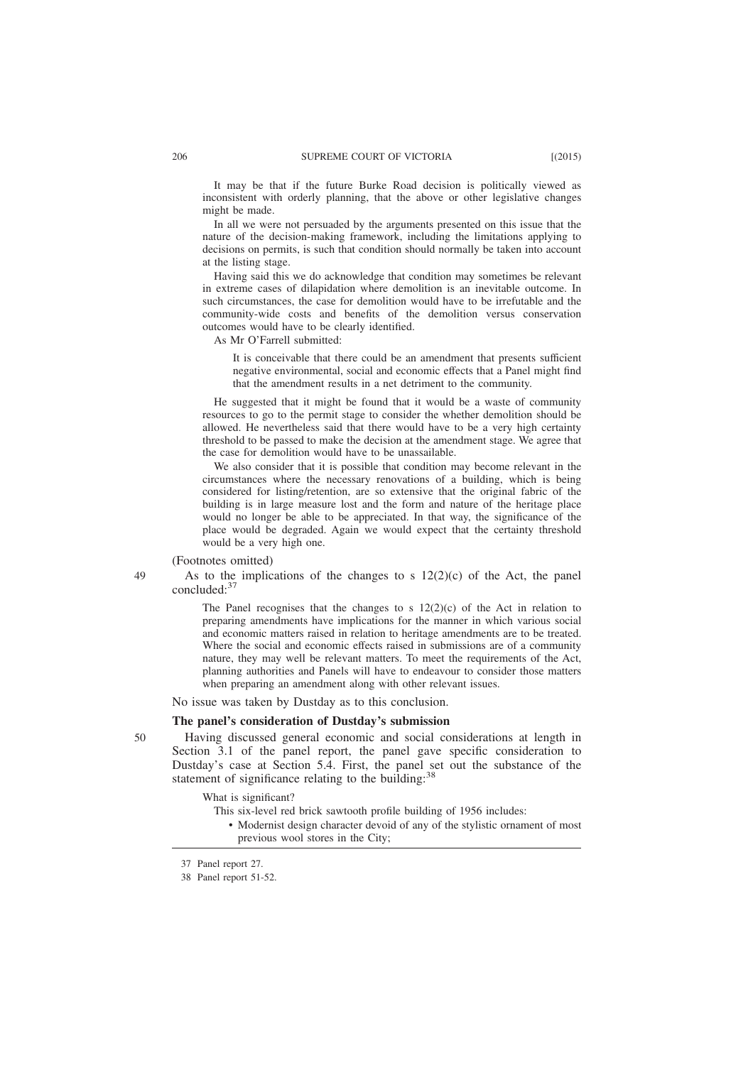> It may be that if the future Burke Road decision is politically viewed as inconsistent with orderly planning, that the above or other legislative changes might be made.
>
> In all we were not persuaded by the arguments presented on this issue that the nature of the decision-making framework, including the limitations applying to decisions on permits, is such that condition should normally be taken into account at the listing stage.
>
> Having said this we do acknowledge that condition may sometimes be relevant in extreme cases of dilapidation where demolition is an inevitable outcome. In such circumstances, the case for demolition would have to be irrefutable and the community-wide costs and benefits of the demolition versus conservation outcomes would have to be clearly identified.
>
> As Mr O'Farrell submitted:
>
> > It is conceivable that there could be an amendment that presents sufficient negative environmental, social and economic effects that a Panel might find that the amendment results in a net detriment to the community.
>
> He suggested that it might be found that it would be a waste of community resources to go to the permit stage to consider the whether demolition should be allowed. He nevertheless said that there would have to be a very high certainty threshold to be passed to make the decision at the amendment stage. We agree that the case for demolition would have to be unassailable.
>
> We also consider that it is possible that condition may become relevant in the circumstances where the necessary renovations of a building, which is being considered for listing/retention, are so extensive that the original fabric of the building is in large measure lost and the form and nature of the heritage place would no longer be able to be appreciated. In that way, the significance of the place would be degraded. Again we would expect that the certainty threshold would be a very high one.

(Footnotes omitted)

49 As to the implications of the changes to s 12(2)(c) of the Act, the panel concluded:[37]

> The Panel recognises that the changes to s 12(2)(c) of the Act in relation to preparing amendments have implications for the manner in which various social and economic matters raised in relation to heritage amendments are to be treated. Where the social and economic effects raised in submissions are of a community nature, they may well be relevant matters. To meet the requirements of the Act, planning authorities and Panels will have to endeavour to consider those matters when preparing an amendment along with other relevant issues.

No issue was taken by Dustday as to this conclusion.

### The panel's consideration of Dustday's submission

50 Having discussed general economic and social considerations at length in Section 3.1 of the panel report, the panel gave specific consideration to Dustday's case at Section 5.4. First, the panel set out the substance of the statement of significance relating to the building:[38]

> What is significant?
>
> This six-level red brick sawtooth profile building of 1956 includes:
>
> - Modernist design character devoid of any of the stylistic ornament of most previous wool stores in the City;

---

37 Panel report 27.

38 Panel report 51-52.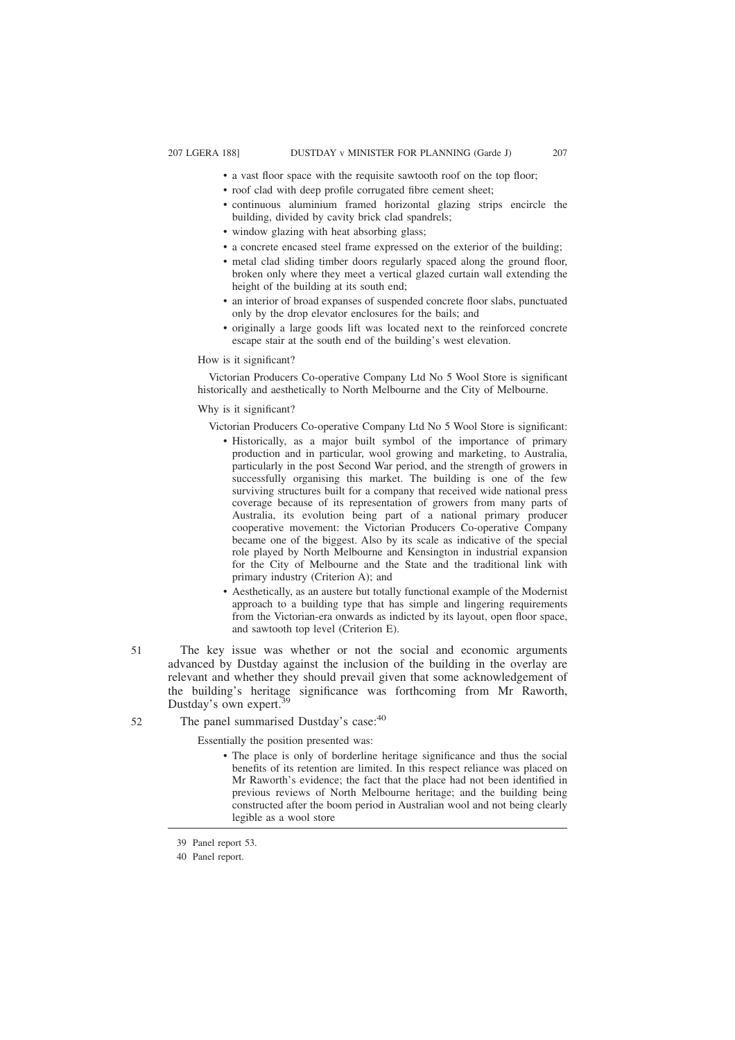- a vast floor space with the requisite sawtooth roof on the top floor;
- roof clad with deep profile corrugated fibre cement sheet;
- continuous aluminium framed horizontal glazing strips encircle the building, divided by cavity brick clad spandrels;
- window glazing with heat absorbing glass;
- a concrete encased steel frame expressed on the exterior of the building;
- metal clad sliding timber doors regularly spaced along the ground floor, broken only where they meet a vertical glazed curtain wall extending the height of the building at its south end;
- an interior of broad expanses of suspended concrete floor slabs, punctuated only by the drop elevator enclosures for the bails; and
- originally a large goods lift was located next to the reinforced concrete escape stair at the south end of the building's west elevation.

How is it significant?

Victorian Producers Co-operative Company Ltd No 5 Wool Store is significant historically and aesthetically to North Melbourne and the City of Melbourne.

Why is it significant?

Victorian Producers Co-operative Company Ltd No 5 Wool Store is significant:

- Historically, as a major built symbol of the importance of primary production and in particular, wool growing and marketing, to Australia, particularly in the post Second War period, and the strength of growers in successfully organising this market. The building is one of the few surviving structures built for a company that received wide national press coverage because of its representation of growers from many parts of Australia, its evolution being part of a national primary producer cooperative movement: the Victorian Producers Co-operative Company became one of the biggest. Also by its scale as indicative of the special role played by North Melbourne and Kensington in industrial expansion for the City of Melbourne and the State and the traditional link with primary industry (Criterion A); and
- Aesthetically, as an austere but totally functional example of the Modernist approach to a building type that has simple and lingering requirements from the Victorian-era onwards as indicted by its layout, open floor space, and sawtooth top level (Criterion E).

51 The key issue was whether or not the social and economic arguments advanced by Dustday against the inclusion of the building in the overlay are relevant and whether they should prevail given that some acknowledgement of the building's heritage significance was forthcoming from Mr Raworth, Dustday's own expert.[39]

52 The panel summarised Dustday's case:[40]

Essentially the position presented was:

- The place is only of borderline heritage significance and thus the social benefits of its retention are limited. In this respect reliance was placed on Mr Raworth's evidence; the fact that the place had not been identified in previous reviews of North Melbourne heritage; and the building being constructed after the boom period in Australian wool and not being clearly legible as a wool store

---

39 Panel report 53.

40 Panel report.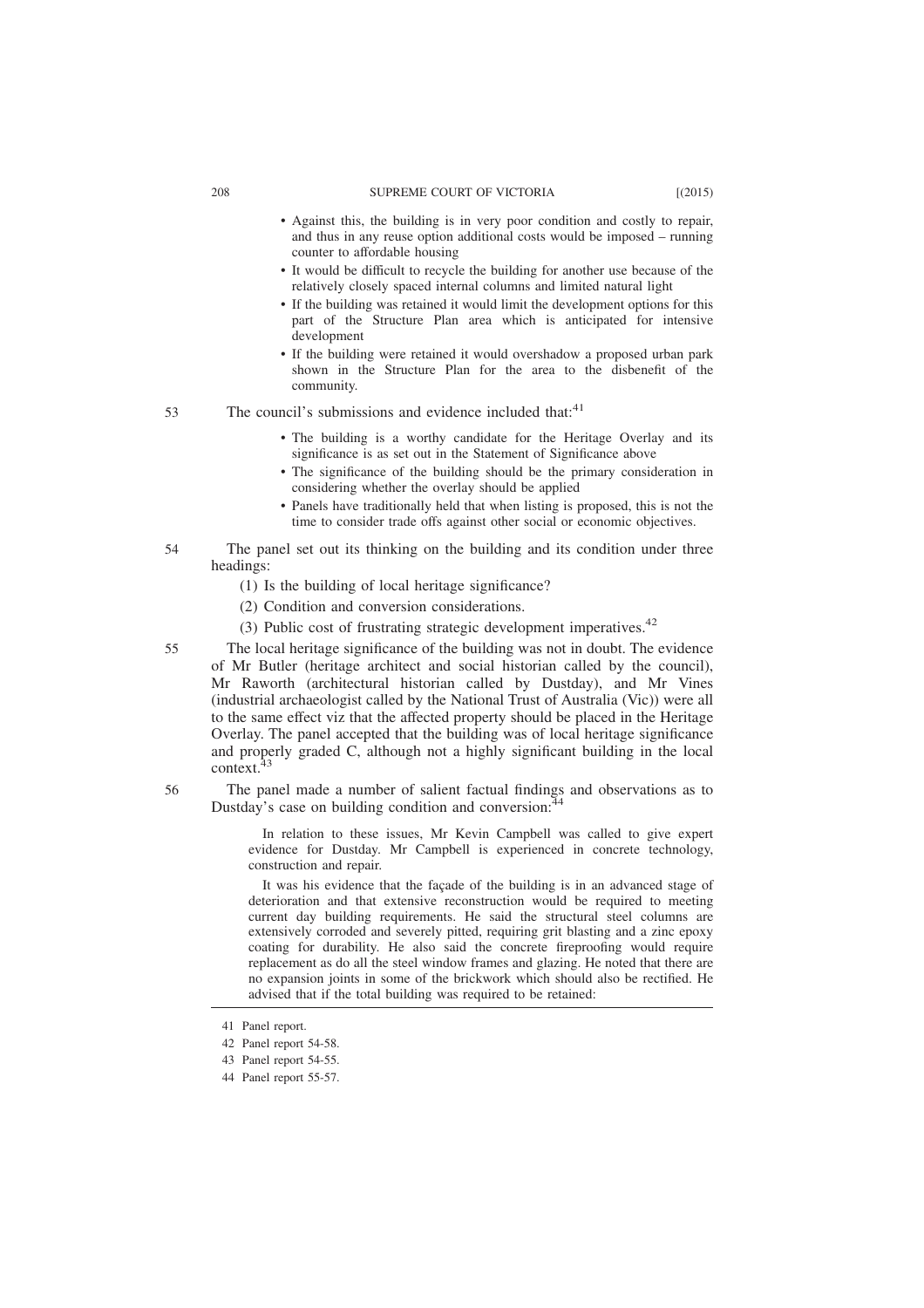- Against this, the building is in very poor condition and costly to repair, and thus in any reuse option additional costs would be imposed – running counter to affordable housing
- It would be difficult to recycle the building for another use because of the relatively closely spaced internal columns and limited natural light
- If the building was retained it would limit the development options for this part of the Structure Plan area which is anticipated for intensive development
- If the building were retained it would overshadow a proposed urban park shown in the Structure Plan for the area to the disbenefit of the community.

53 The council's submissions and evidence included that:[41]

- The building is a worthy candidate for the Heritage Overlay and its significance is as set out in the Statement of Significance above
- The significance of the building should be the primary consideration in considering whether the overlay should be applied
- Panels have traditionally held that when listing is proposed, this is not the time to consider trade offs against other social or economic objectives.

54 The panel set out its thinking on the building and its condition under three headings:

(1) Is the building of local heritage significance?

(2) Condition and conversion considerations.

(3) Public cost of frustrating strategic development imperatives.[42]

55 The local heritage significance of the building was not in doubt. The evidence of Mr Butler (heritage architect and social historian called by the council), Mr Raworth (architectural historian called by Dustday), and Mr Vines (industrial archaeologist called by the National Trust of Australia (Vic)) were all to the same effect viz that the affected property should be placed in the Heritage Overlay. The panel accepted that the building was of local heritage significance and properly graded C, although not a highly significant building in the local context.[43]

56 The panel made a number of salient factual findings and observations as to Dustday's case on building condition and conversion:[44]

> In relation to these issues, Mr Kevin Campbell was called to give expert evidence for Dustday. Mr Campbell is experienced in concrete technology, construction and repair.
>
> It was his evidence that the façade of the building is in an advanced stage of deterioration and that extensive reconstruction would be required to meeting current day building requirements. He said the structural steel columns are extensively corroded and severely pitted, requiring grit blasting and a zinc epoxy coating for durability. He also said the concrete fireproofing would require replacement as do all the steel window frames and glazing. He noted that there are no expansion joints in some of the brickwork which should also be rectified. He advised that if the total building was required to be retained:

---

41 Panel report.

42 Panel report 54-58.

43 Panel report 54-55.

44 Panel report 55-57.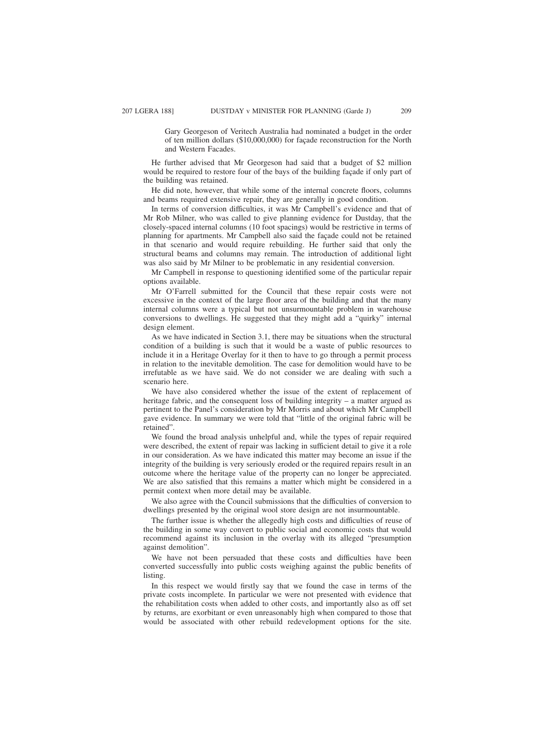> Gary Georgeson of Veritech Australia had nominated a budget in the order of ten million dollars ($10,000,000) for façade reconstruction for the North and Western Facades.

He further advised that Mr Georgeson had said that a budget of $2 million would be required to restore four of the bays of the building façade if only part of the building was retained.

He did note, however, that while some of the internal concrete floors, columns and beams required extensive repair, they are generally in good condition.

In terms of conversion difficulties, it was Mr Campbell's evidence and that of Mr Rob Milner, who was called to give planning evidence for Dustday, that the closely-spaced internal columns (10 foot spacings) would be restrictive in terms of planning for apartments. Mr Campbell also said the façade could not be retained in that scenario and would require rebuilding. He further said that only the structural beams and columns may remain. The introduction of additional light was also said by Mr Milner to be problematic in any residential conversion.

Mr Campbell in response to questioning identified some of the particular repair options available.

Mr O'Farrell submitted for the Council that these repair costs were not excessive in the context of the large floor area of the building and that the many internal columns were a typical but not unsurmountable problem in warehouse conversions to dwellings. He suggested that they might add a "quirky" internal design element.

As we have indicated in Section 3.1, there may be situations when the structural condition of a building is such that it would be a waste of public resources to include it in a Heritage Overlay for it then to have to go through a permit process in relation to the inevitable demolition. The case for demolition would have to be irrefutable as we have said. We do not consider we are dealing with such a scenario here.

We have also considered whether the issue of the extent of replacement of heritage fabric, and the consequent loss of building integrity – a matter argued as pertinent to the Panel's consideration by Mr Morris and about which Mr Campbell gave evidence. In summary we were told that "little of the original fabric will be retained".

We found the broad analysis unhelpful and, while the types of repair required were described, the extent of repair was lacking in sufficient detail to give it a role in our consideration. As we have indicated this matter may become an issue if the integrity of the building is very seriously eroded or the required repairs result in an outcome where the heritage value of the property can no longer be appreciated. We are also satisfied that this remains a matter which might be considered in a permit context when more detail may be available.

We also agree with the Council submissions that the difficulties of conversion to dwellings presented by the original wool store design are not insurmountable.

The further issue is whether the allegedly high costs and difficulties of reuse of the building in some way convert to public social and economic costs that would recommend against its inclusion in the overlay with its alleged "presumption against demolition".

We have not been persuaded that these costs and difficulties have been converted successfully into public costs weighing against the public benefits of listing.

In this respect we would firstly say that we found the case in terms of the private costs incomplete. In particular we were not presented with evidence that the rehabilitation costs when added to other costs, and importantly also as off set by returns, are exorbitant or even unreasonably high when compared to those that would be associated with other rebuild redevelopment options for the site.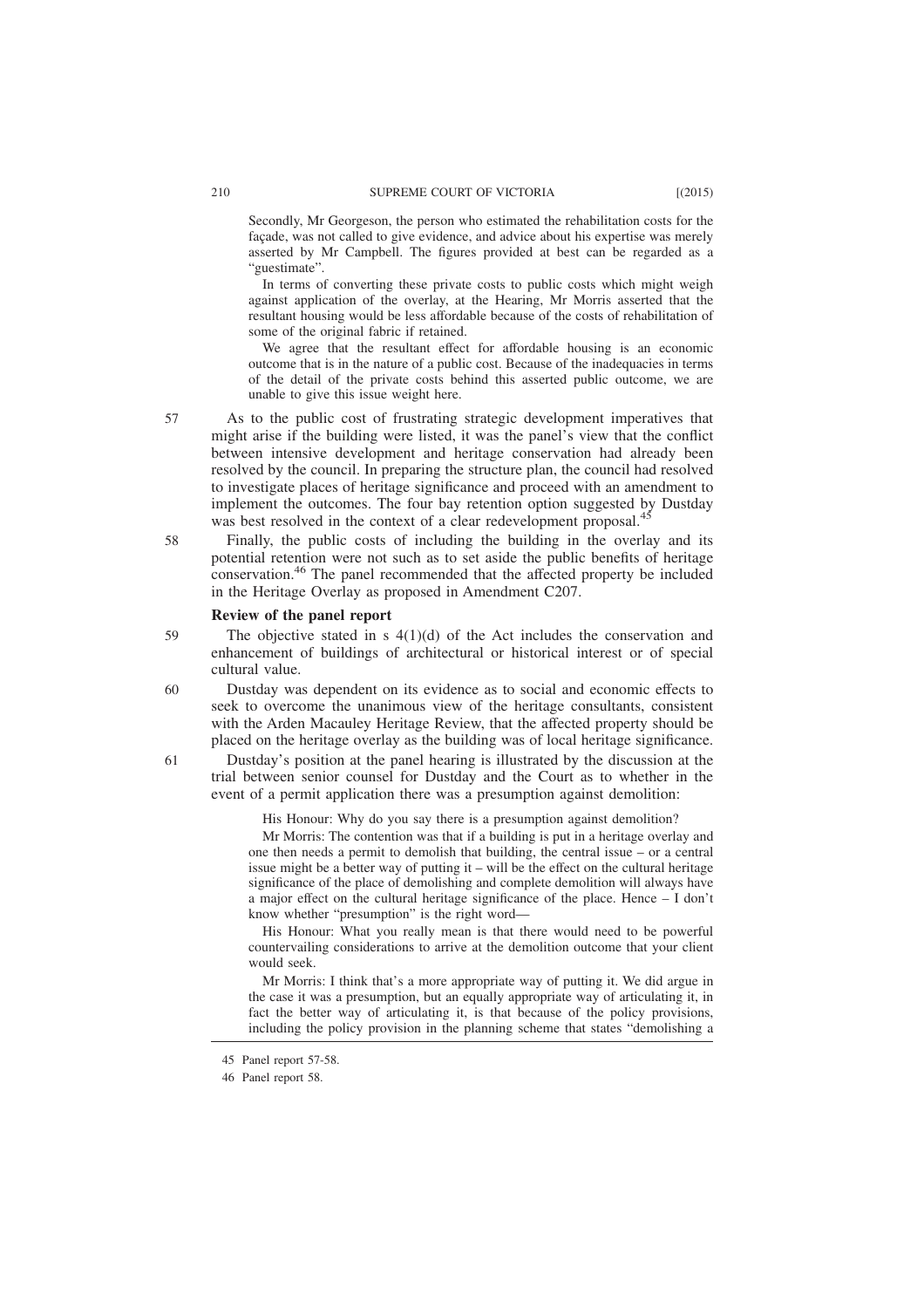Secondly, Mr Georgeson, the person who estimated the rehabilitation costs for the façade, was not called to give evidence, and advice about his expertise was merely asserted by Mr Campbell. The figures provided at best can be regarded as a "guestimate".

In terms of converting these private costs to public costs which might weigh against application of the overlay, at the Hearing, Mr Morris asserted that the resultant housing would be less affordable because of the costs of rehabilitation of some of the original fabric if retained.

We agree that the resultant effect for affordable housing is an economic outcome that is in the nature of a public cost. Because of the inadequacies in terms of the detail of the private costs behind this asserted public outcome, we are unable to give this issue weight here.

57 As to the public cost of frustrating strategic development imperatives that might arise if the building were listed, it was the panel's view that the conflict between intensive development and heritage conservation had already been resolved by the council. In preparing the structure plan, the council had resolved to investigate places of heritage significance and proceed with an amendment to implement the outcomes. The four bay retention option suggested by Dustday was best resolved in the context of a clear redevelopment proposal.[45]

58 Finally, the public costs of including the building in the overlay and its potential retention were not such as to set aside the public benefits of heritage conservation.[46] The panel recommended that the affected property be included in the Heritage Overlay as proposed in Amendment C207.

### Review of the panel report

59 The objective stated in s 4(1)(d) of the Act includes the conservation and enhancement of buildings of architectural or historical interest or of special cultural value.

60 Dustday was dependent on its evidence as to social and economic effects to seek to overcome the unanimous view of the heritage consultants, consistent with the Arden Macauley Heritage Review, that the affected property should be placed on the heritage overlay as the building was of local heritage significance.

61 Dustday's position at the panel hearing is illustrated by the discussion at the trial between senior counsel for Dustday and the Court as to whether in the event of a permit application there was a presumption against demolition:

His Honour: Why do you say there is a presumption against demolition?

Mr Morris: The contention was that if a building is put in a heritage overlay and one then needs a permit to demolish that building, the central issue – or a central issue might be a better way of putting it – will be the effect on the cultural heritage significance of the place of demolishing and complete demolition will always have a major effect on the cultural heritage significance of the place. Hence – I don't know whether "presumption" is the right word—

His Honour: What you really mean is that there would need to be powerful countervailing considerations to arrive at the demolition outcome that your client would seek.

Mr Morris: I think that's a more appropriate way of putting it. We did argue in the case it was a presumption, but an equally appropriate way of articulating it, in fact the better way of articulating it, is that because of the policy provisions, including the policy provision in the planning scheme that states "demolishing a

---

45 Panel report 57-58.

46 Panel report 58.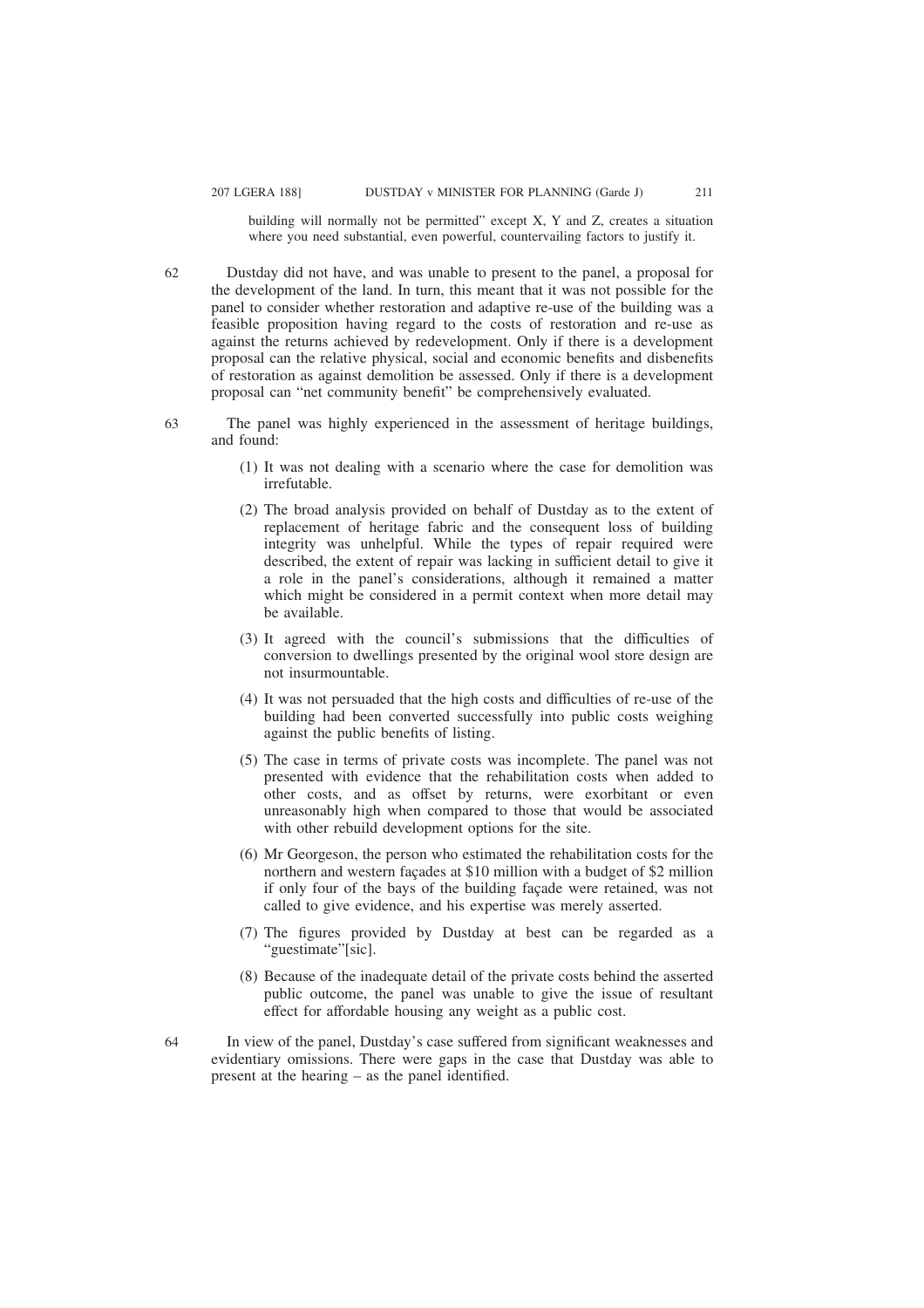> building will normally not be permitted" except X, Y and Z, creates a situation where you need substantial, even powerful, countervailing factors to justify it.

62 Dustday did not have, and was unable to present to the panel, a proposal for the development of the land. In turn, this meant that it was not possible for the panel to consider whether restoration and adaptive re-use of the building was a feasible proposition having regard to the costs of restoration and re-use as against the returns achieved by redevelopment. Only if there is a development proposal can the relative physical, social and economic benefits and disbenefits of restoration as against demolition be assessed. Only if there is a development proposal can "net community benefit" be comprehensively evaluated.

63 The panel was highly experienced in the assessment of heritage buildings, and found:

(1) It was not dealing with a scenario where the case for demolition was irrefutable.

(2) The broad analysis provided on behalf of Dustday as to the extent of replacement of heritage fabric and the consequent loss of building integrity was unhelpful. While the types of repair required were described, the extent of repair was lacking in sufficient detail to give it a role in the panel's considerations, although it remained a matter which might be considered in a permit context when more detail may be available.

(3) It agreed with the council's submissions that the difficulties of conversion to dwellings presented by the original wool store design are not insurmountable.

(4) It was not persuaded that the high costs and difficulties of re-use of the building had been converted successfully into public costs weighing against the public benefits of listing.

(5) The case in terms of private costs was incomplete. The panel was not presented with evidence that the rehabilitation costs when added to other costs, and as offset by returns, were exorbitant or even unreasonably high when compared to those that would be associated with other rebuild development options for the site.

(6) Mr Georgeson, the person who estimated the rehabilitation costs for the northern and western façades at $10 million with a budget of $2 million if only four of the bays of the building façade were retained, was not called to give evidence, and his expertise was merely asserted.

(7) The figures provided by Dustday at best can be regarded as a "guestimate"[sic].

(8) Because of the inadequate detail of the private costs behind the asserted public outcome, the panel was unable to give the issue of resultant effect for affordable housing any weight as a public cost.

64 In view of the panel, Dustday's case suffered from significant weaknesses and evidentiary omissions. There were gaps in the case that Dustday was able to present at the hearing – as the panel identified.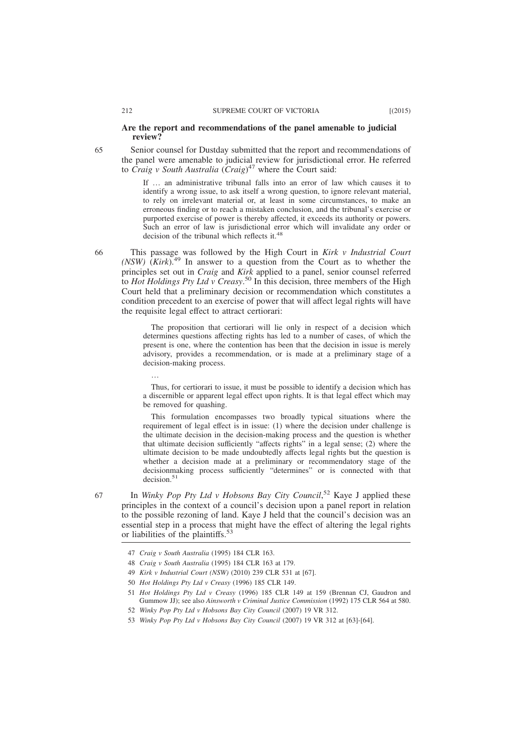**Are the report and recommendations of the panel amenable to judicial review?**

65 Senior counsel for Dustday submitted that the report and recommendations of the panel were amenable to judicial review for jurisdictional error. He referred to *Craig v South Australia* (*Craig*)[47] where the Court said:

> If … an administrative tribunal falls into an error of law which causes it to identify a wrong issue, to ask itself a wrong question, to ignore relevant material, to rely on irrelevant material or, at least in some circumstances, to make an erroneous finding or to reach a mistaken conclusion, and the tribunal's exercise or purported exercise of power is thereby affected, it exceeds its authority or powers. Such an error of law is jurisdictional error which will invalidate any order or decision of the tribunal which reflects it.[48]

66 This passage was followed by the High Court in *Kirk v Industrial Court (NSW)* (*Kirk*).[49] In answer to a question from the Court as to whether the principles set out in *Craig* and *Kirk* applied to a panel, senior counsel referred to *Hot Holdings Pty Ltd v Creasy*.[50] In this decision, three members of the High Court held that a preliminary decision or recommendation which constitutes a condition precedent to an exercise of power that will affect legal rights will have the requisite legal effect to attract certiorari:

> The proposition that certiorari will lie only in respect of a decision which determines questions affecting rights has led to a number of cases, of which the present is one, where the contention has been that the decision in issue is merely advisory, provides a recommendation, or is made at a preliminary stage of a decision-making process.
>
> …
>
> Thus, for certiorari to issue, it must be possible to identify a decision which has a discernible or apparent legal effect upon rights. It is that legal effect which may be removed for quashing.
>
> This formulation encompasses two broadly typical situations where the requirement of legal effect is in issue: (1) where the decision under challenge is the ultimate decision in the decision-making process and the question is whether that ultimate decision sufficiently "affects rights" in a legal sense; (2) where the ultimate decision to be made undoubtedly affects legal rights but the question is whether a decision made at a preliminary or recommendatory stage of the decisionmaking process sufficiently "determines" or is connected with that decision.[51]

67 In *Winky Pop Pty Ltd v Hobsons Bay City Council*,[52] Kaye J applied these principles in the context of a council's decision upon a panel report in relation to the possible rezoning of land. Kaye J held that the council's decision was an essential step in a process that might have the effect of altering the legal rights or liabilities of the plaintiffs.[53]

---

47 *Craig v South Australia* (1995) 184 CLR 163.

48 *Craig v South Australia* (1995) 184 CLR 163 at 179.

49 *Kirk v Industrial Court (NSW)* (2010) 239 CLR 531 at [67].

50 *Hot Holdings Pty Ltd v Creasy* (1996) 185 CLR 149.

51 *Hot Holdings Pty Ltd v Creasy* (1996) 185 CLR 149 at 159 (Brennan CJ, Gaudron and Gummow JJ); see also *Ainsworth v Criminal Justice Commission* (1992) 175 CLR 564 at 580.

52 *Winky Pop Pty Ltd v Hobsons Bay City Council* (2007) 19 VR 312.

53 *Winky Pop Pty Ltd v Hobsons Bay City Council* (2007) 19 VR 312 at [63]-[64].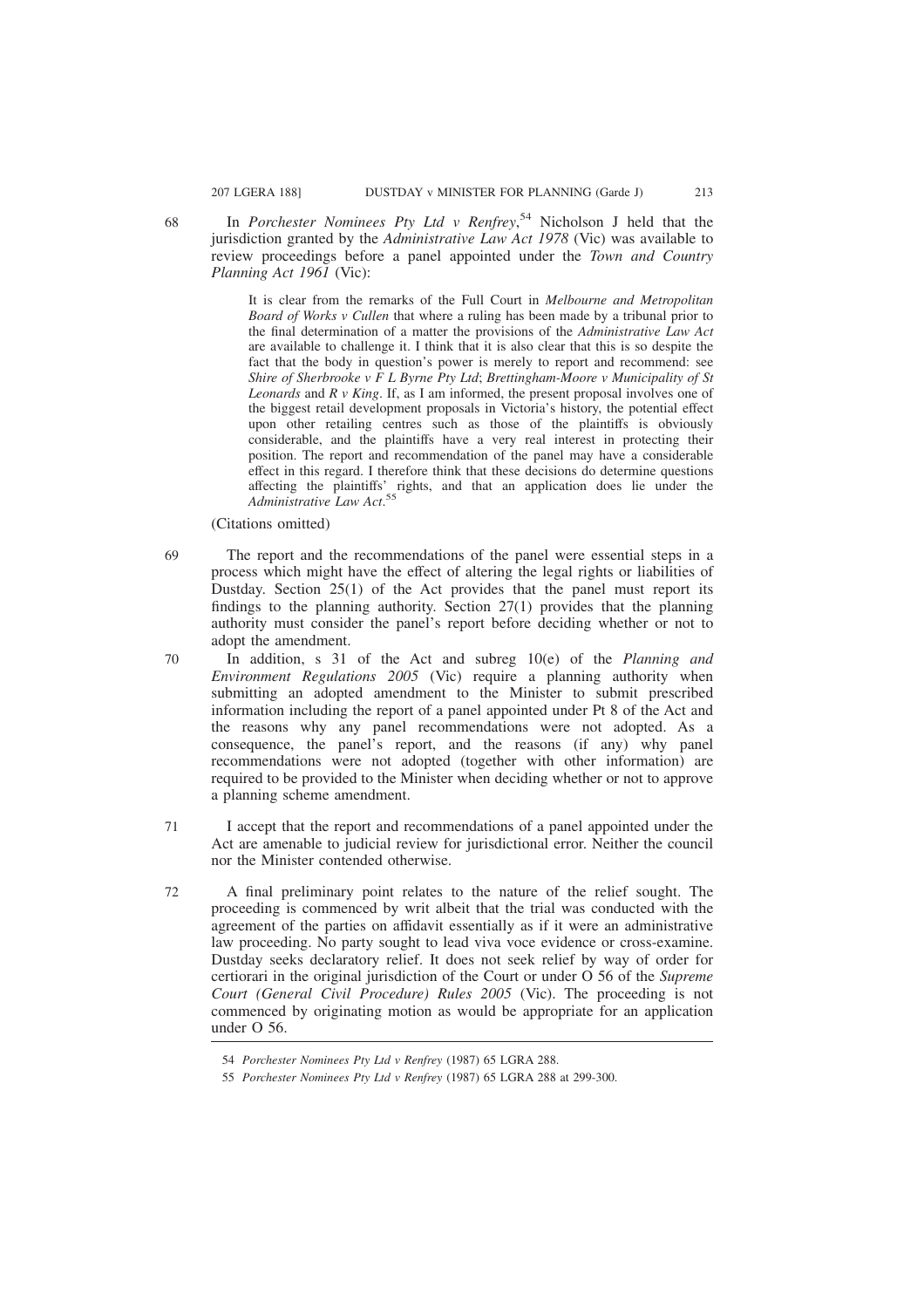68 In *Porchester Nominees Pty Ltd v Renfrey*,[54] Nicholson J held that the jurisdiction granted by the *Administrative Law Act 1978* (Vic) was available to review proceedings before a panel appointed under the *Town and Country Planning Act 1961* (Vic):

> It is clear from the remarks of the Full Court in *Melbourne and Metropolitan Board of Works v Cullen* that where a ruling has been made by a tribunal prior to the final determination of a matter the provisions of the *Administrative Law Act* are available to challenge it. I think that it is also clear that this is so despite the fact that the body in question's power is merely to report and recommend: see *Shire of Sherbrooke v F L Byrne Pty Ltd*; *Brettingham-Moore v Municipality of St Leonards* and *R v King*. If, as I am informed, the present proposal involves one of the biggest retail development proposals in Victoria's history, the potential effect upon other retailing centres such as those of the plaintiffs is obviously considerable, and the plaintiffs have a very real interest in protecting their position. The report and recommendation of the panel may have a considerable effect in this regard. I therefore think that these decisions do determine questions affecting the plaintiffs' rights, and that an application does lie under the *Administrative Law Act*.[55]

(Citations omitted)

69 The report and the recommendations of the panel were essential steps in a process which might have the effect of altering the legal rights or liabilities of Dustday. Section 25(1) of the Act provides that the panel must report its findings to the planning authority. Section 27(1) provides that the planning authority must consider the panel's report before deciding whether or not to adopt the amendment.

70 In addition, s 31 of the Act and subreg 10(e) of the *Planning and Environment Regulations 2005* (Vic) require a planning authority when submitting an adopted amendment to the Minister to submit prescribed information including the report of a panel appointed under Pt 8 of the Act and the reasons why any panel recommendations were not adopted. As a consequence, the panel's report, and the reasons (if any) why panel recommendations were not adopted (together with other information) are required to be provided to the Minister when deciding whether or not to approve a planning scheme amendment.

71 I accept that the report and recommendations of a panel appointed under the Act are amenable to judicial review for jurisdictional error. Neither the council nor the Minister contended otherwise.

72 A final preliminary point relates to the nature of the relief sought. The proceeding is commenced by writ albeit that the trial was conducted with the agreement of the parties on affidavit essentially as if it were an administrative law proceeding. No party sought to lead viva voce evidence or cross-examine. Dustday seeks declaratory relief. It does not seek relief by way of order for certiorari in the original jurisdiction of the Court or under O 56 of the *Supreme Court (General Civil Procedure) Rules 2005* (Vic). The proceeding is not commenced by originating motion as would be appropriate for an application under O 56.

---

54 *Porchester Nominees Pty Ltd v Renfrey* (1987) 65 LGRA 288.

55 *Porchester Nominees Pty Ltd v Renfrey* (1987) 65 LGRA 288 at 299-300.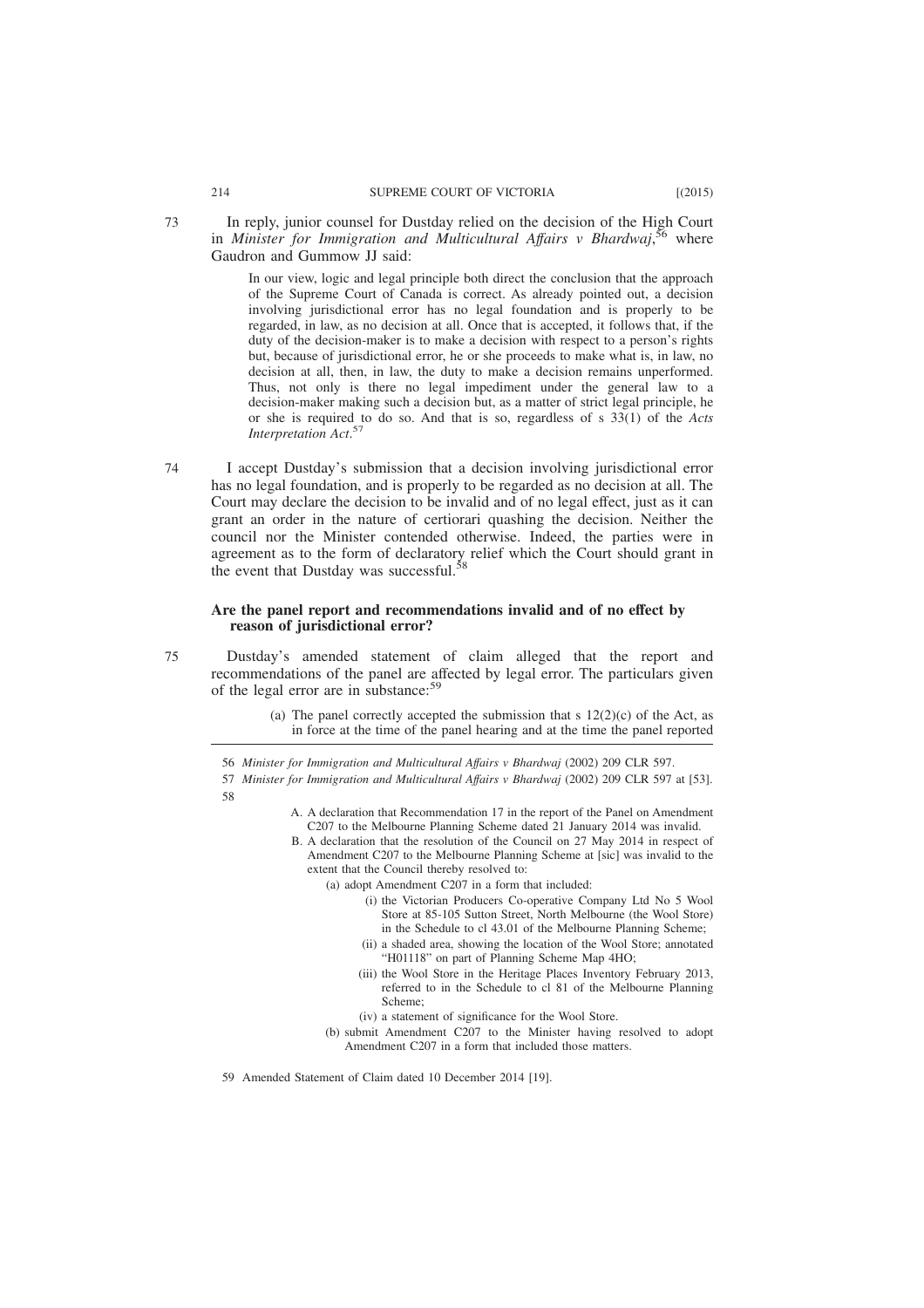73 In reply, junior counsel for Dustday relied on the decision of the High Court in *Minister for Immigration and Multicultural Affairs v Bhardwaj*,[56] where Gaudron and Gummow JJ said:

> In our view, logic and legal principle both direct the conclusion that the approach of the Supreme Court of Canada is correct. As already pointed out, a decision involving jurisdictional error has no legal foundation and is properly to be regarded, in law, as no decision at all. Once that is accepted, it follows that, if the duty of the decision-maker is to make a decision with respect to a person's rights but, because of jurisdictional error, he or she proceeds to make what is, in law, no decision at all, then, in law, the duty to make a decision remains unperformed. Thus, not only is there no legal impediment under the general law to a decision-maker making such a decision but, as a matter of strict legal principle, he or she is required to do so. And that is so, regardless of s 33(1) of the *Acts Interpretation Act*.[57]

74 I accept Dustday's submission that a decision involving jurisdictional error has no legal foundation, and is properly to be regarded as no decision at all. The Court may declare the decision to be invalid and of no legal effect, just as it can grant an order in the nature of certiorari quashing the decision. Neither the council nor the Minister contended otherwise. Indeed, the parties were in agreement as to the form of declaratory relief which the Court should grant in the event that Dustday was successful.[58]

### Are the panel report and recommendations invalid and of no effect by reason of jurisdictional error?

75 Dustday's amended statement of claim alleged that the report and recommendations of the panel are affected by legal error. The particulars given of the legal error are in substance:[59]

> (a) The panel correctly accepted the submission that s 12(2)(c) of the Act, as in force at the time of the panel hearing and at the time the panel reported

---

56 *Minister for Immigration and Multicultural Affairs v Bhardwaj* (2002) 209 CLR 597.

57 *Minister for Immigration and Multicultural Affairs v Bhardwaj* (2002) 209 CLR 597 at [53].

58

> A. A declaration that Recommendation 17 in the report of the Panel on Amendment C207 to the Melbourne Planning Scheme dated 21 January 2014 was invalid.
>
> B. A declaration that the resolution of the Council on 27 May 2014 in respect of Amendment C207 to the Melbourne Planning Scheme at [sic] was invalid to the extent that the Council thereby resolved to:
>
> (a) adopt Amendment C207 in a form that included:
>
> (i) the Victorian Producers Co-operative Company Ltd No 5 Wool Store at 85-105 Sutton Street, North Melbourne (the Wool Store) in the Schedule to cl 43.01 of the Melbourne Planning Scheme;
>
> (ii) a shaded area, showing the location of the Wool Store; annotated "H01118" on part of Planning Scheme Map 4HO;
>
> (iii) the Wool Store in the Heritage Places Inventory February 2013, referred to in the Schedule to cl 81 of the Melbourne Planning Scheme;
>
> (iv) a statement of significance for the Wool Store.
>
> (b) submit Amendment C207 to the Minister having resolved to adopt Amendment C207 in a form that included those matters.

59 Amended Statement of Claim dated 10 December 2014 [19].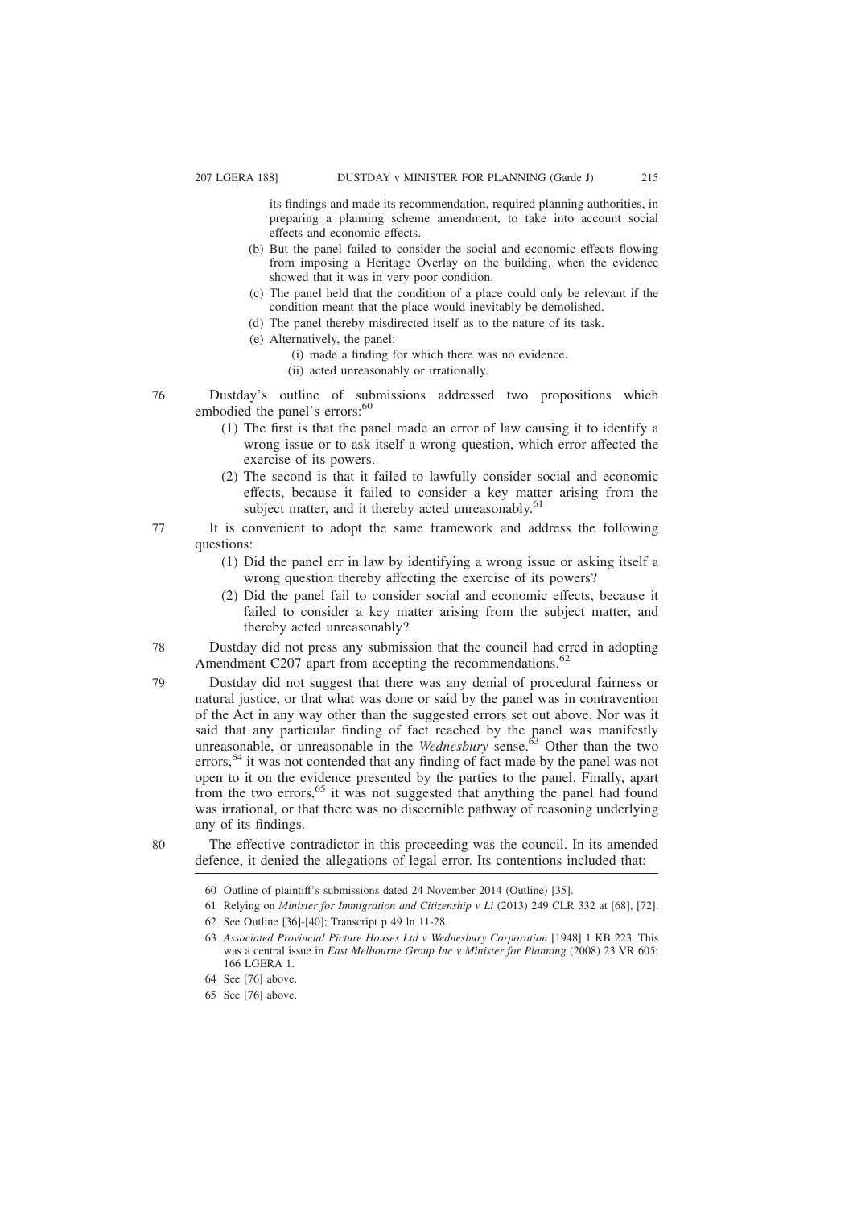its findings and made its recommendation, required planning authorities, in preparing a planning scheme amendment, to take into account social effects and economic effects.

(b) But the panel failed to consider the social and economic effects flowing from imposing a Heritage Overlay on the building, when the evidence showed that it was in very poor condition.

(c) The panel held that the condition of a place could only be relevant if the condition meant that the place would inevitably be demolished.

(d) The panel thereby misdirected itself as to the nature of its task.

(e) Alternatively, the panel:

(i) made a finding for which there was no evidence.

(ii) acted unreasonably or irrationally.

76 Dustday's outline of submissions addressed two propositions which embodied the panel's errors:[60]

(1) The first is that the panel made an error of law causing it to identify a wrong issue or to ask itself a wrong question, which error affected the exercise of its powers.

(2) The second is that it failed to lawfully consider social and economic effects, because it failed to consider a key matter arising from the subject matter, and it thereby acted unreasonably.[61]

77 It is convenient to adopt the same framework and address the following questions:

(1) Did the panel err in law by identifying a wrong issue or asking itself a wrong question thereby affecting the exercise of its powers?

(2) Did the panel fail to consider social and economic effects, because it failed to consider a key matter arising from the subject matter, and thereby acted unreasonably?

78 Dustday did not press any submission that the council had erred in adopting Amendment C207 apart from accepting the recommendations.[62]

79 Dustday did not suggest that there was any denial of procedural fairness or natural justice, or that what was done or said by the panel was in contravention of the Act in any way other than the suggested errors set out above. Nor was it said that any particular finding of fact reached by the panel was manifestly unreasonable, or unreasonable in the *Wednesbury* sense.[63] Other than the two errors,[64] it was not contended that any finding of fact made by the panel was not open to it on the evidence presented by the parties to the panel. Finally, apart from the two errors,[65] it was not suggested that anything the panel had found was irrational, or that there was no discernible pathway of reasoning underlying any of its findings.

80 The effective contradictor in this proceeding was the council. In its amended defence, it denied the allegations of legal error. Its contentions included that:

---

60 Outline of plaintiff's submissions dated 24 November 2014 (Outline) [35].

61 Relying on *Minister for Immigration and Citizenship v Li* (2013) 249 CLR 332 at [68], [72].

62 See Outline [36]-[40]; Transcript p 49 ln 11-28.

63 *Associated Provincial Picture Houses Ltd v Wednesbury Corporation* [1948] 1 KB 223. This was a central issue in *East Melbourne Group Inc v Minister for Planning* (2008) 23 VR 605; 166 LGERA 1.

64 See [76] above.

65 See [76] above.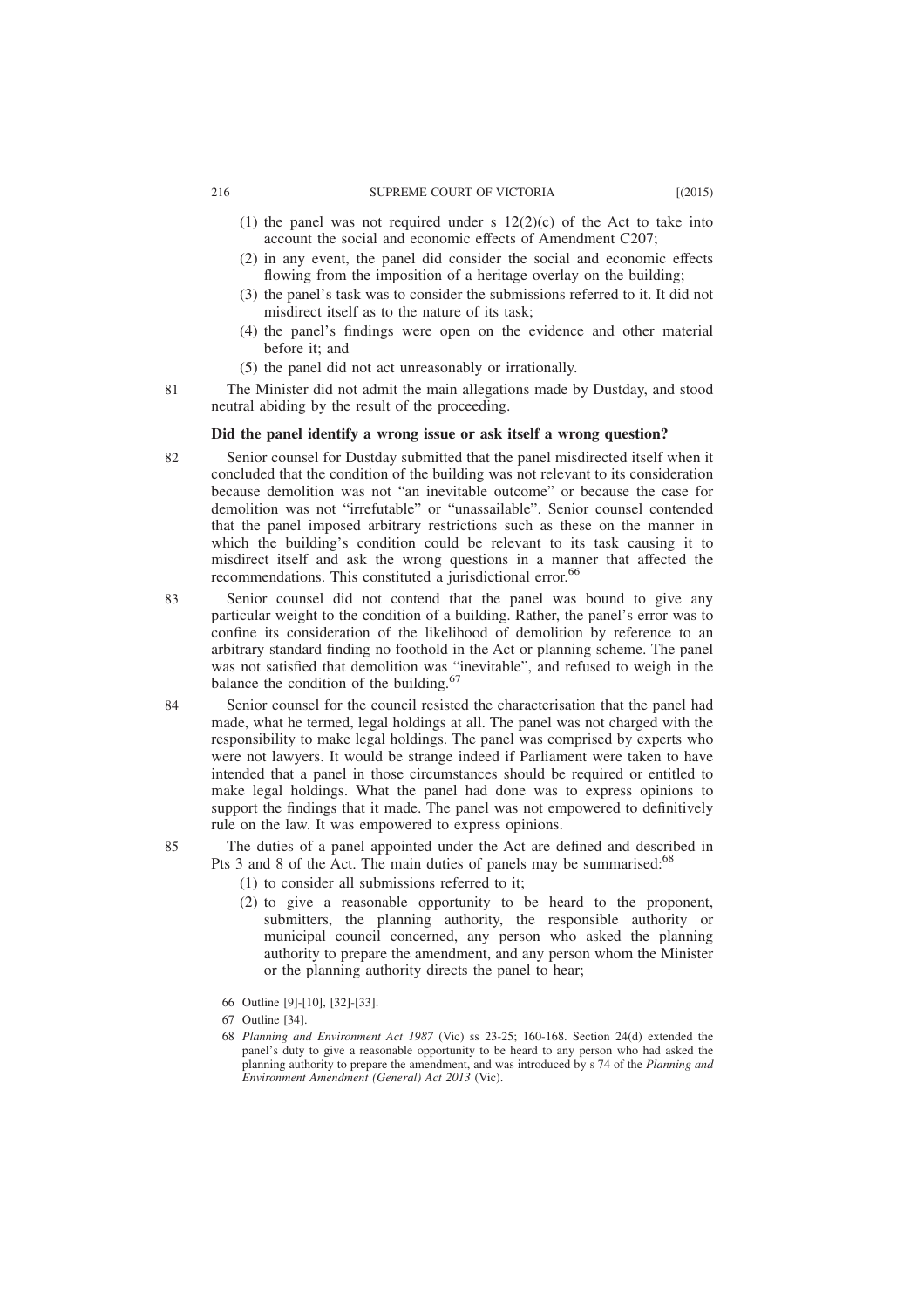(1) the panel was not required under s 12(2)(c) of the Act to take into account the social and economic effects of Amendment C207;

(2) in any event, the panel did consider the social and economic effects flowing from the imposition of a heritage overlay on the building;

(3) the panel's task was to consider the submissions referred to it. It did not misdirect itself as to the nature of its task;

(4) the panel's findings were open on the evidence and other material before it; and

(5) the panel did not act unreasonably or irrationally.

81 The Minister did not admit the main allegations made by Dustday, and stood neutral abiding by the result of the proceeding.

**Did the panel identify a wrong issue or ask itself a wrong question?**

82 Senior counsel for Dustday submitted that the panel misdirected itself when it concluded that the condition of the building was not relevant to its consideration because demolition was not "an inevitable outcome" or because the case for demolition was not "irrefutable" or "unassailable". Senior counsel contended that the panel imposed arbitrary restrictions such as these on the manner in which the building's condition could be relevant to its task causing it to misdirect itself and ask the wrong questions in a manner that affected the recommendations. This constituted a jurisdictional error.[66]

83 Senior counsel did not contend that the panel was bound to give any particular weight to the condition of a building. Rather, the panel's error was to confine its consideration of the likelihood of demolition by reference to an arbitrary standard finding no foothold in the Act or planning scheme. The panel was not satisfied that demolition was "inevitable", and refused to weigh in the balance the condition of the building.[67]

84 Senior counsel for the council resisted the characterisation that the panel had made, what he termed, legal holdings at all. The panel was not charged with the responsibility to make legal holdings. The panel was comprised by experts who were not lawyers. It would be strange indeed if Parliament were taken to have intended that a panel in those circumstances should be required or entitled to make legal holdings. What the panel had done was to express opinions to support the findings that it made. The panel was not empowered to definitively rule on the law. It was empowered to express opinions.

85 The duties of a panel appointed under the Act are defined and described in Pts 3 and 8 of the Act. The main duties of panels may be summarised:[68]

(1) to consider all submissions referred to it;

(2) to give a reasonable opportunity to be heard to the proponent, submitters, the planning authority, the responsible authority or municipal council concerned, any person who asked the planning authority to prepare the amendment, and any person whom the Minister or the planning authority directs the panel to hear;

---

66 Outline [9]-[10], [32]-[33].

67 Outline [34].

68 *Planning and Environment Act 1987* (Vic) ss 23-25; 160-168. Section 24(d) extended the panel's duty to give a reasonable opportunity to be heard to any person who had asked the planning authority to prepare the amendment, and was introduced by s 74 of the *Planning and Environment Amendment (General) Act 2013* (Vic).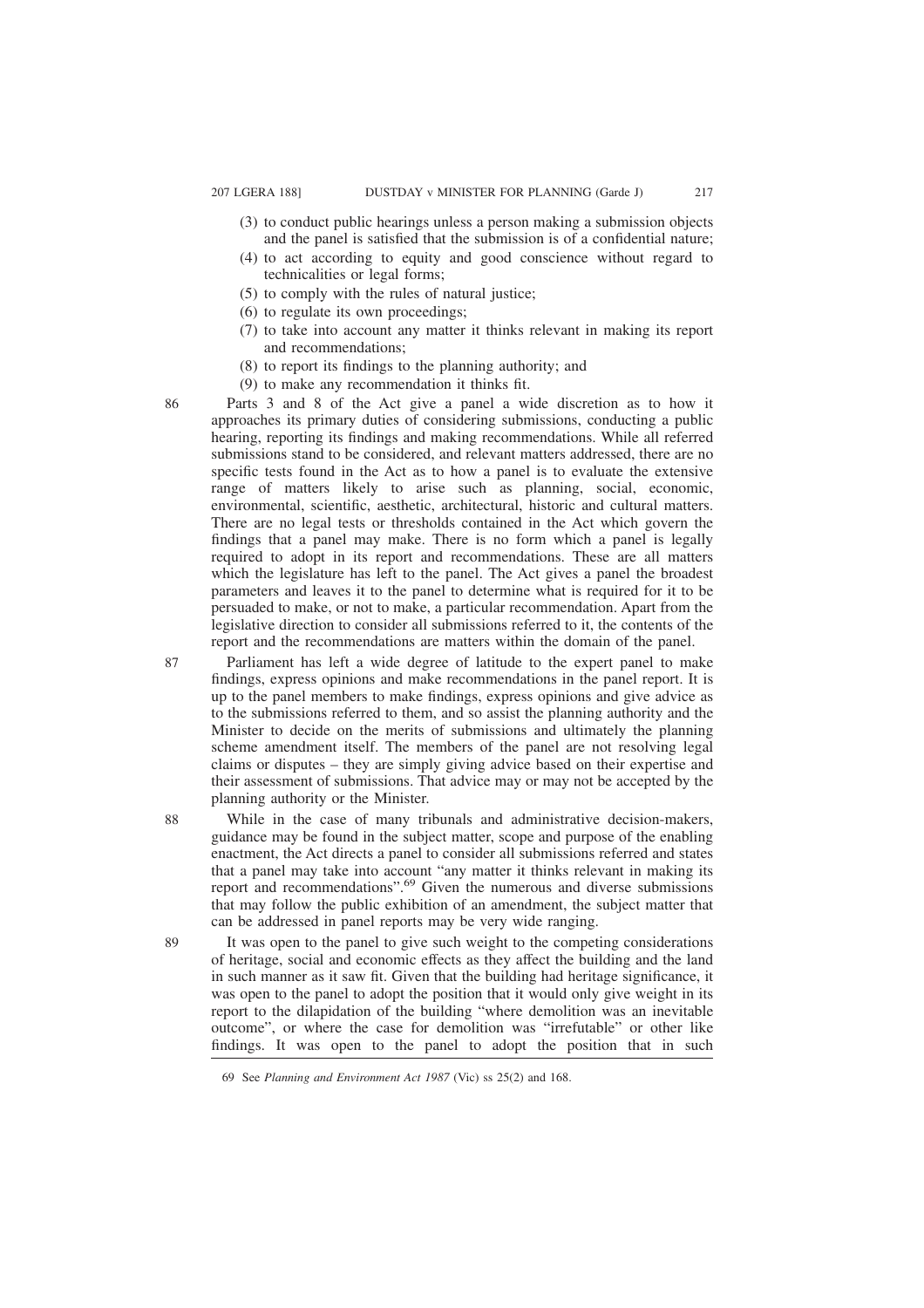(3) to conduct public hearings unless a person making a submission objects and the panel is satisfied that the submission is of a confidential nature;
(4) to act according to equity and good conscience without regard to technicalities or legal forms;
(5) to comply with the rules of natural justice;
(6) to regulate its own proceedings;
(7) to take into account any matter it thinks relevant in making its report and recommendations;
(8) to report its findings to the planning authority; and
(9) to make any recommendation it thinks fit.

86 Parts 3 and 8 of the Act give a panel a wide discretion as to how it approaches its primary duties of considering submissions, conducting a public hearing, reporting its findings and making recommendations. While all referred submissions stand to be considered, and relevant matters addressed, there are no specific tests found in the Act as to how a panel is to evaluate the extensive range of matters likely to arise such as planning, social, economic, environmental, scientific, aesthetic, architectural, historic and cultural matters. There are no legal tests or thresholds contained in the Act which govern the findings that a panel may make. There is no form which a panel is legally required to adopt in its report and recommendations. These are all matters which the legislature has left to the panel. The Act gives a panel the broadest parameters and leaves it to the panel to determine what is required for it to be persuaded to make, or not to make, a particular recommendation. Apart from the legislative direction to consider all submissions referred to it, the contents of the report and the recommendations are matters within the domain of the panel.

87 Parliament has left a wide degree of latitude to the expert panel to make findings, express opinions and make recommendations in the panel report. It is up to the panel members to make findings, express opinions and give advice as to the submissions referred to them, and so assist the planning authority and the Minister to decide on the merits of submissions and ultimately the planning scheme amendment itself. The members of the panel are not resolving legal claims or disputes – they are simply giving advice based on their expertise and their assessment of submissions. That advice may or may not be accepted by the planning authority or the Minister.

88 While in the case of many tribunals and administrative decision-makers, guidance may be found in the subject matter, scope and purpose of the enabling enactment, the Act directs a panel to consider all submissions referred and states that a panel may take into account "any matter it thinks relevant in making its report and recommendations".[69] Given the numerous and diverse submissions that may follow the public exhibition of an amendment, the subject matter that can be addressed in panel reports may be very wide ranging.

89 It was open to the panel to give such weight to the competing considerations of heritage, social and economic effects as they affect the building and the land in such manner as it saw fit. Given that the building had heritage significance, it was open to the panel to adopt the position that it would only give weight in its report to the dilapidation of the building "where demolition was an inevitable outcome", or where the case for demolition was "irrefutable" or other like findings. It was open to the panel to adopt the position that in such

---

69 See *Planning and Environment Act 1987* (Vic) ss 25(2) and 168.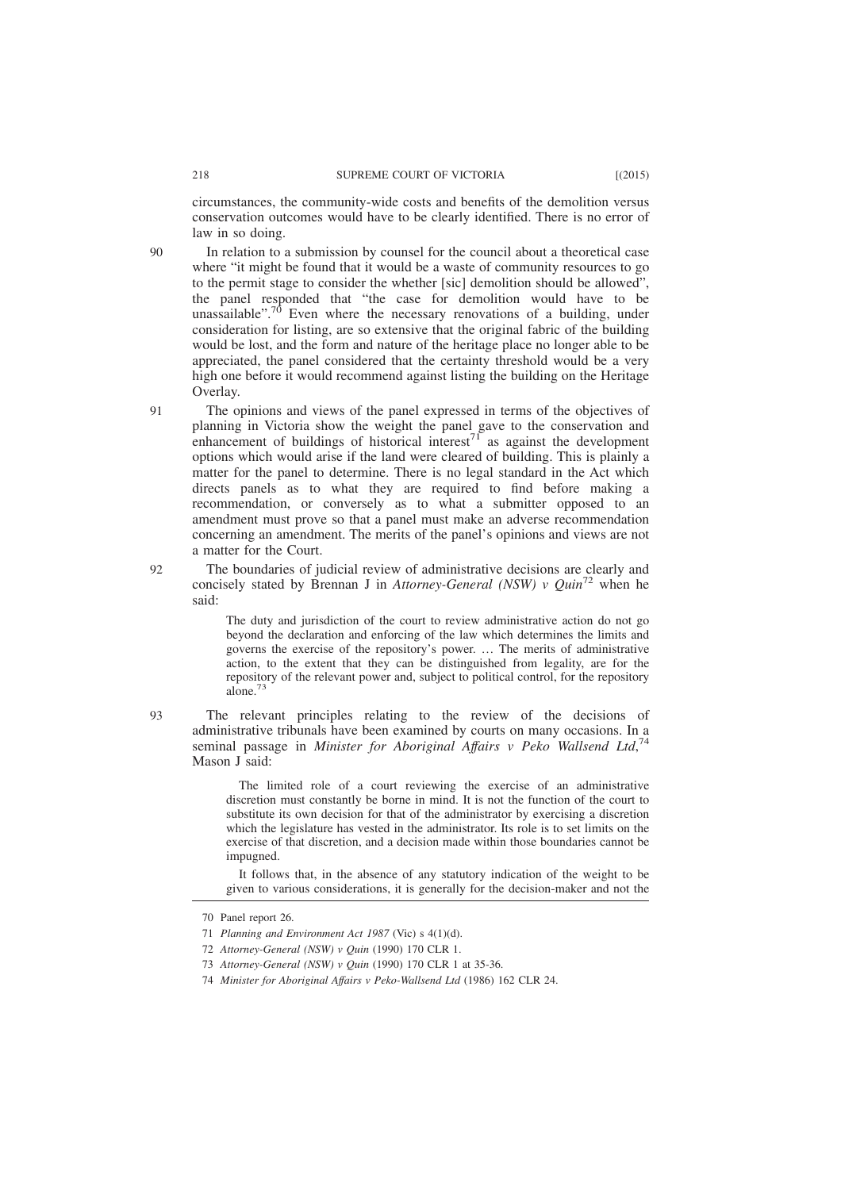circumstances, the community-wide costs and benefits of the demolition versus conservation outcomes would have to be clearly identified. There is no error of law in so doing.

90 In relation to a submission by counsel for the council about a theoretical case where "it might be found that it would be a waste of community resources to go to the permit stage to consider the whether [sic] demolition should be allowed", the panel responded that "the case for demolition would have to be unassailable".[70] Even where the necessary renovations of a building, under consideration for listing, are so extensive that the original fabric of the building would be lost, and the form and nature of the heritage place no longer able to be appreciated, the panel considered that the certainty threshold would be a very high one before it would recommend against listing the building on the Heritage Overlay.

91 The opinions and views of the panel expressed in terms of the objectives of planning in Victoria show the weight the panel gave to the conservation and enhancement of buildings of historical interest[71] as against the development options which would arise if the land were cleared of building. This is plainly a matter for the panel to determine. There is no legal standard in the Act which directs panels as to what they are required to find before making a recommendation, or conversely as to what a submitter opposed to an amendment must prove so that a panel must make an adverse recommendation concerning an amendment. The merits of the panel's opinions and views are not a matter for the Court.

92 The boundaries of judicial review of administrative decisions are clearly and concisely stated by Brennan J in *Attorney-General (NSW) v Quin*[72] when he said:

> The duty and jurisdiction of the court to review administrative action do not go beyond the declaration and enforcing of the law which determines the limits and governs the exercise of the repository's power. … The merits of administrative action, to the extent that they can be distinguished from legality, are for the repository of the relevant power and, subject to political control, for the repository alone.[73]

93 The relevant principles relating to the review of the decisions of administrative tribunals have been examined by courts on many occasions. In a seminal passage in *Minister for Aboriginal Affairs v Peko Wallsend Ltd*,[74] Mason J said:

> The limited role of a court reviewing the exercise of an administrative discretion must constantly be borne in mind. It is not the function of the court to substitute its own decision for that of the administrator by exercising a discretion which the legislature has vested in the administrator. Its role is to set limits on the exercise of that discretion, and a decision made within those boundaries cannot be impugned.
>
> It follows that, in the absence of any statutory indication of the weight to be given to various considerations, it is generally for the decision-maker and not the

---

70 Panel report 26.

71 *Planning and Environment Act 1987* (Vic) s 4(1)(d).

72 *Attorney-General (NSW) v Quin* (1990) 170 CLR 1.

73 *Attorney-General (NSW) v Quin* (1990) 170 CLR 1 at 35-36.

74 *Minister for Aboriginal Affairs v Peko-Wallsend Ltd* (1986) 162 CLR 24.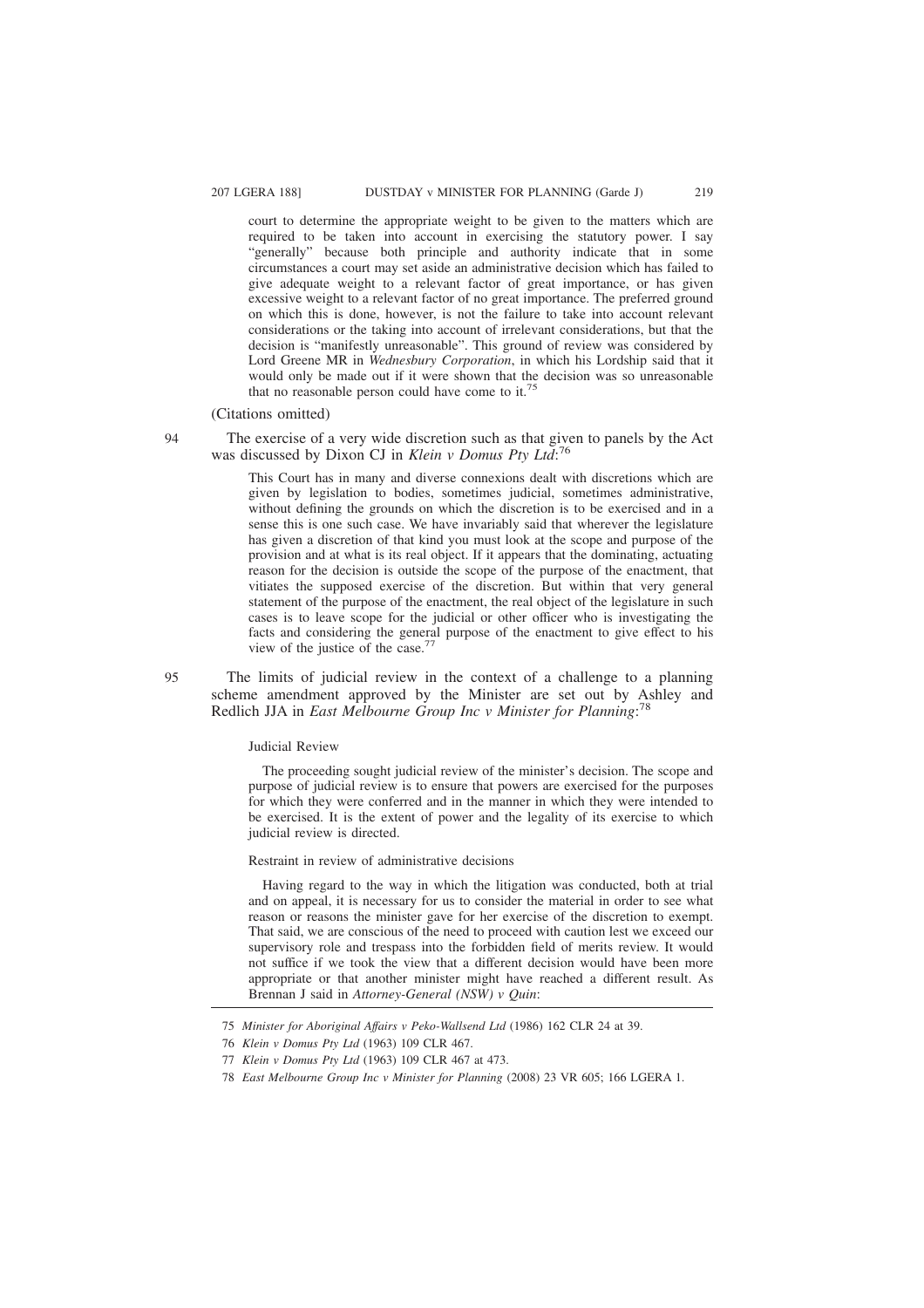court to determine the appropriate weight to be given to the matters which are required to be taken into account in exercising the statutory power. I say "generally" because both principle and authority indicate that in some circumstances a court may set aside an administrative decision which has failed to give adequate weight to a relevant factor of great importance, or has given excessive weight to a relevant factor of no great importance. The preferred ground on which this is done, however, is not the failure to take into account relevant considerations or the taking into account of irrelevant considerations, but that the decision is "manifestly unreasonable". This ground of review was considered by Lord Greene MR in *Wednesbury Corporation*, in which his Lordship said that it would only be made out if it were shown that the decision was so unreasonable that no reasonable person could have come to it.[75]

(Citations omitted)

94 The exercise of a very wide discretion such as that given to panels by the Act was discussed by Dixon CJ in *Klein v Domus Pty Ltd*:[76]

> This Court has in many and diverse connexions dealt with discretions which are given by legislation to bodies, sometimes judicial, sometimes administrative, without defining the grounds on which the discretion is to be exercised and in a sense this is one such case. We have invariably said that wherever the legislature has given a discretion of that kind you must look at the scope and purpose of the provision and at what is its real object. If it appears that the dominating, actuating reason for the decision is outside the scope of the purpose of the enactment, that vitiates the supposed exercise of the discretion. But within that very general statement of the purpose of the enactment, the real object of the legislature in such cases is to leave scope for the judicial or other officer who is investigating the facts and considering the general purpose of the enactment to give effect to his view of the justice of the case.[77]

95 The limits of judicial review in the context of a challenge to a planning scheme amendment approved by the Minister are set out by Ashley and Redlich JJA in *East Melbourne Group Inc v Minister for Planning*:[78]

> Judicial Review
>
> The proceeding sought judicial review of the minister's decision. The scope and purpose of judicial review is to ensure that powers are exercised for the purposes for which they were conferred and in the manner in which they were intended to be exercised. It is the extent of power and the legality of its exercise to which judicial review is directed.
>
> Restraint in review of administrative decisions
>
> Having regard to the way in which the litigation was conducted, both at trial and on appeal, it is necessary for us to consider the material in order to see what reason or reasons the minister gave for her exercise of the discretion to exempt. That said, we are conscious of the need to proceed with caution lest we exceed our supervisory role and trespass into the forbidden field of merits review. It would not suffice if we took the view that a different decision would have been more appropriate or that another minister might have reached a different result. As Brennan J said in *Attorney-General (NSW) v Quin*:

---

75 *Minister for Aboriginal Affairs v Peko-Wallsend Ltd* (1986) 162 CLR 24 at 39.

76 *Klein v Domus Pty Ltd* (1963) 109 CLR 467.

77 *Klein v Domus Pty Ltd* (1963) 109 CLR 467 at 473.

78 *East Melbourne Group Inc v Minister for Planning* (2008) 23 VR 605; 166 LGERA 1.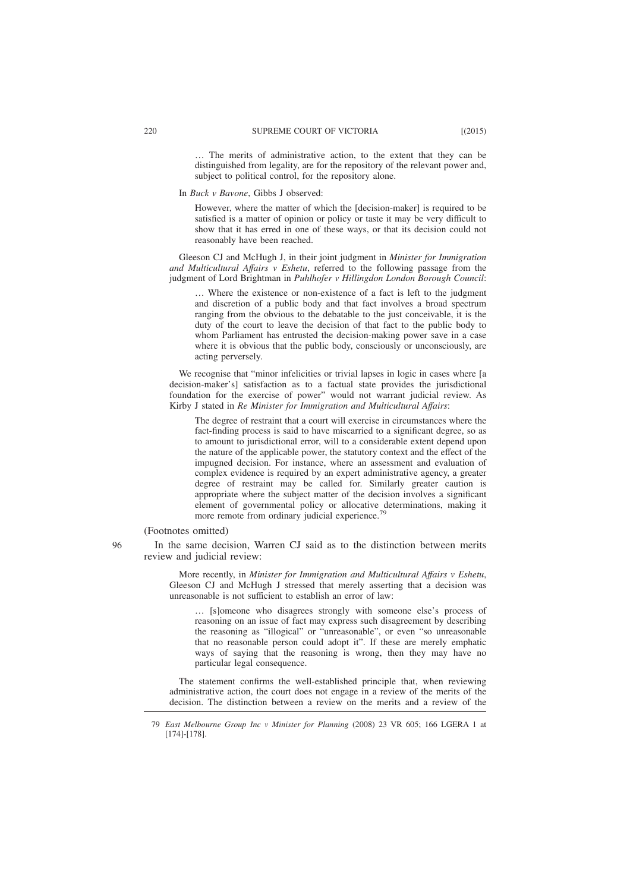> … The merits of administrative action, to the extent that they can be distinguished from legality, are for the repository of the relevant power and, subject to political control, for the repository alone.

In *Buck v Bavone*, Gibbs J observed:

> However, where the matter of which the [decision-maker] is required to be satisfied is a matter of opinion or policy or taste it may be very difficult to show that it has erred in one of these ways, or that its decision could not reasonably have been reached.

Gleeson CJ and McHugh J, in their joint judgment in *Minister for Immigration and Multicultural Affairs v Eshetu*, referred to the following passage from the judgment of Lord Brightman in *Puhlhofer v Hillingdon London Borough Council*:

> … Where the existence or non-existence of a fact is left to the judgment and discretion of a public body and that fact involves a broad spectrum ranging from the obvious to the debatable to the just conceivable, it is the duty of the court to leave the decision of that fact to the public body to whom Parliament has entrusted the decision-making power save in a case where it is obvious that the public body, consciously or unconsciously, are acting perversely.

We recognise that "minor infelicities or trivial lapses in logic in cases where [a decision-maker's] satisfaction as to a factual state provides the jurisdictional foundation for the exercise of power" would not warrant judicial review. As Kirby J stated in *Re Minister for Immigration and Multicultural Affairs*:

> The degree of restraint that a court will exercise in circumstances where the fact-finding process is said to have miscarried to a significant degree, so as to amount to jurisdictional error, will to a considerable extent depend upon the nature of the applicable power, the statutory context and the effect of the impugned decision. For instance, where an assessment and evaluation of complex evidence is required by an expert administrative agency, a greater degree of restraint may be called for. Similarly greater caution is appropriate where the subject matter of the decision involves a significant element of governmental policy or allocative determinations, making it more remote from ordinary judicial experience.[79]

(Footnotes omitted)

96 In the same decision, Warren CJ said as to the distinction between merits review and judicial review:

> More recently, in *Minister for Immigration and Multicultural Affairs v Eshetu*, Gleeson CJ and McHugh J stressed that merely asserting that a decision was unreasonable is not sufficient to establish an error of law:
>
> > … [s]omeone who disagrees strongly with someone else's process of reasoning on an issue of fact may express such disagreement by describing the reasoning as "illogical" or "unreasonable", or even "so unreasonable that no reasonable person could adopt it". If these are merely emphatic ways of saying that the reasoning is wrong, then they may have no particular legal consequence.
>
> The statement confirms the well-established principle that, when reviewing administrative action, the court does not engage in a review of the merits of the decision. The distinction between a review on the merits and a review of the

---

79 *East Melbourne Group Inc v Minister for Planning* (2008) 23 VR 605; 166 LGERA 1 at [174]-[178].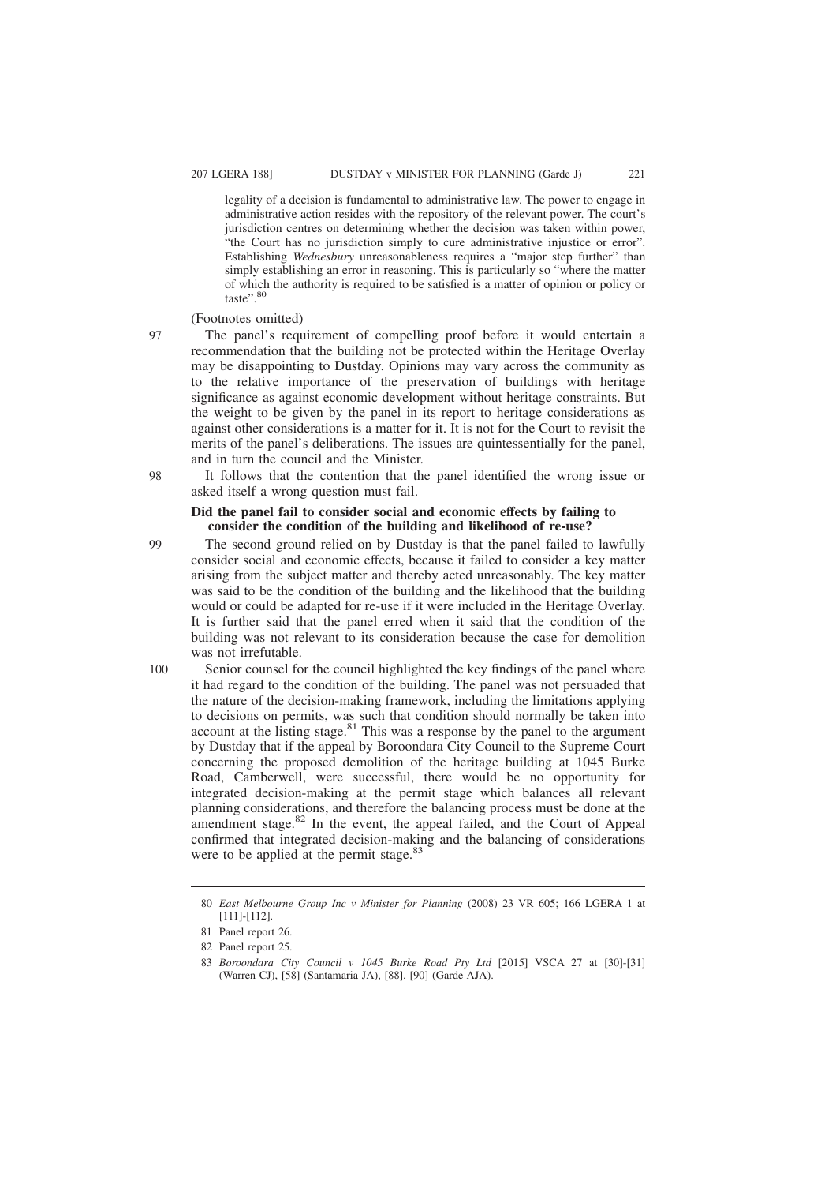legality of a decision is fundamental to administrative law. The power to engage in administrative action resides with the repository of the relevant power. The court's jurisdiction centres on determining whether the decision was taken within power, "the Court has no jurisdiction simply to cure administrative injustice or error". Establishing *Wednesbury* unreasonableness requires a "major step further" than simply establishing an error in reasoning. This is particularly so "where the matter of which the authority is required to be satisfied is a matter of opinion or policy or taste".[80]

(Footnotes omitted)

97 The panel's requirement of compelling proof before it would entertain a recommendation that the building not be protected within the Heritage Overlay may be disappointing to Dustday. Opinions may vary across the community as to the relative importance of the preservation of buildings with heritage significance as against economic development without heritage constraints. But the weight to be given by the panel in its report to heritage considerations as against other considerations is a matter for it. It is not for the Court to revisit the merits of the panel's deliberations. The issues are quintessentially for the panel, and in turn the council and the Minister.

98 It follows that the contention that the panel identified the wrong issue or asked itself a wrong question must fail.

### Did the panel fail to consider social and economic effects by failing to consider the condition of the building and likelihood of re-use?

99 The second ground relied on by Dustday is that the panel failed to lawfully consider social and economic effects, because it failed to consider a key matter arising from the subject matter and thereby acted unreasonably. The key matter was said to be the condition of the building and the likelihood that the building would or could be adapted for re-use if it were included in the Heritage Overlay. It is further said that the panel erred when it said that the condition of the building was not relevant to its consideration because the case for demolition was not irrefutable.

100 Senior counsel for the council highlighted the key findings of the panel where it had regard to the condition of the building. The panel was not persuaded that the nature of the decision-making framework, including the limitations applying to decisions on permits, was such that condition should normally be taken into account at the listing stage.[81] This was a response by the panel to the argument by Dustday that if the appeal by Boroondara City Council to the Supreme Court concerning the proposed demolition of the heritage building at 1045 Burke Road, Camberwell, were successful, there would be no opportunity for integrated decision-making at the permit stage which balances all relevant planning considerations, and therefore the balancing process must be done at the amendment stage.[82] In the event, the appeal failed, and the Court of Appeal confirmed that integrated decision-making and the balancing of considerations were to be applied at the permit stage.[83]

---

80 *East Melbourne Group Inc v Minister for Planning* (2008) 23 VR 605; 166 LGERA 1 at [111]-[112].

81 Panel report 26.

82 Panel report 25.

83 *Boroondara City Council v 1045 Burke Road Pty Ltd* [2015] VSCA 27 at [30]-[31] (Warren CJ), [58] (Santamaria JA), [88], [90] (Garde AJA).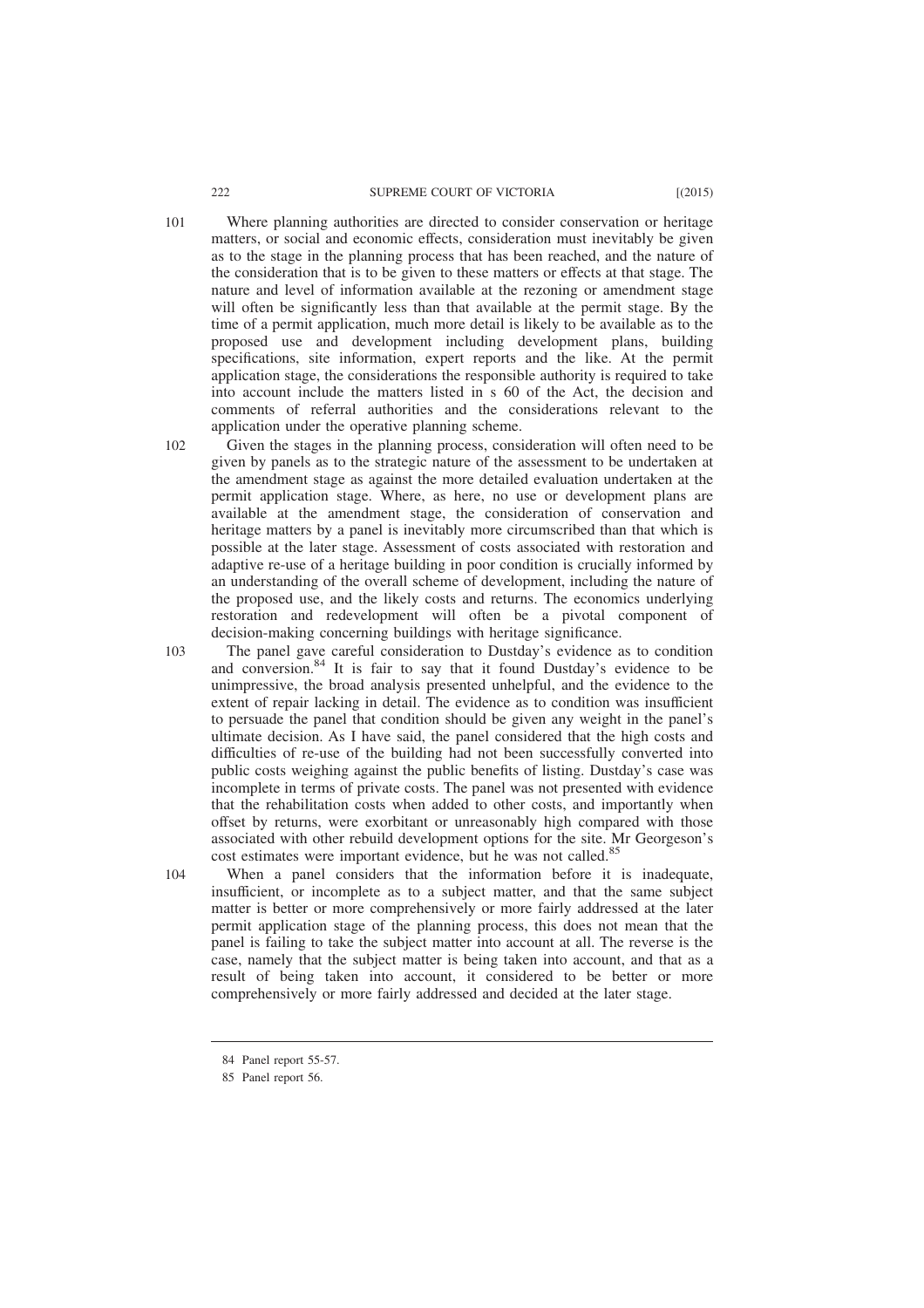101 Where planning authorities are directed to consider conservation or heritage matters, or social and economic effects, consideration must inevitably be given as to the stage in the planning process that has been reached, and the nature of the consideration that is to be given to these matters or effects at that stage. The nature and level of information available at the rezoning or amendment stage will often be significantly less than that available at the permit stage. By the time of a permit application, much more detail is likely to be available as to the proposed use and development including development plans, building specifications, site information, expert reports and the like. At the permit application stage, the considerations the responsible authority is required to take into account include the matters listed in s 60 of the Act, the decision and comments of referral authorities and the considerations relevant to the application under the operative planning scheme.

102 Given the stages in the planning process, consideration will often need to be given by panels as to the strategic nature of the assessment to be undertaken at the amendment stage as against the more detailed evaluation undertaken at the permit application stage. Where, as here, no use or development plans are available at the amendment stage, the consideration of conservation and heritage matters by a panel is inevitably more circumscribed than that which is possible at the later stage. Assessment of costs associated with restoration and adaptive re-use of a heritage building in poor condition is crucially informed by an understanding of the overall scheme of development, including the nature of the proposed use, and the likely costs and returns. The economics underlying restoration and redevelopment will often be a pivotal component of decision-making concerning buildings with heritage significance.

103 The panel gave careful consideration to Dustday's evidence as to condition and conversion.[84] It is fair to say that it found Dustday's evidence to be unimpressive, the broad analysis presented unhelpful, and the evidence to the extent of repair lacking in detail. The evidence as to condition was insufficient to persuade the panel that condition should be given any weight in the panel's ultimate decision. As I have said, the panel considered that the high costs and difficulties of re-use of the building had not been successfully converted into public costs weighing against the public benefits of listing. Dustday's case was incomplete in terms of private costs. The panel was not presented with evidence that the rehabilitation costs when added to other costs, and importantly when offset by returns, were exorbitant or unreasonably high compared with those associated with other rebuild development options for the site. Mr Georgeson's cost estimates were important evidence, but he was not called.[85]

104 When a panel considers that the information before it is inadequate, insufficient, or incomplete as to a subject matter, and that the same subject matter is better or more comprehensively or more fairly addressed at the later permit application stage of the planning process, this does not mean that the panel is failing to take the subject matter into account at all. The reverse is the case, namely that the subject matter is being taken into account, and that as a result of being taken into account, it considered to be better or more comprehensively or more fairly addressed and decided at the later stage.

---

84 Panel report 55-57.

85 Panel report 56.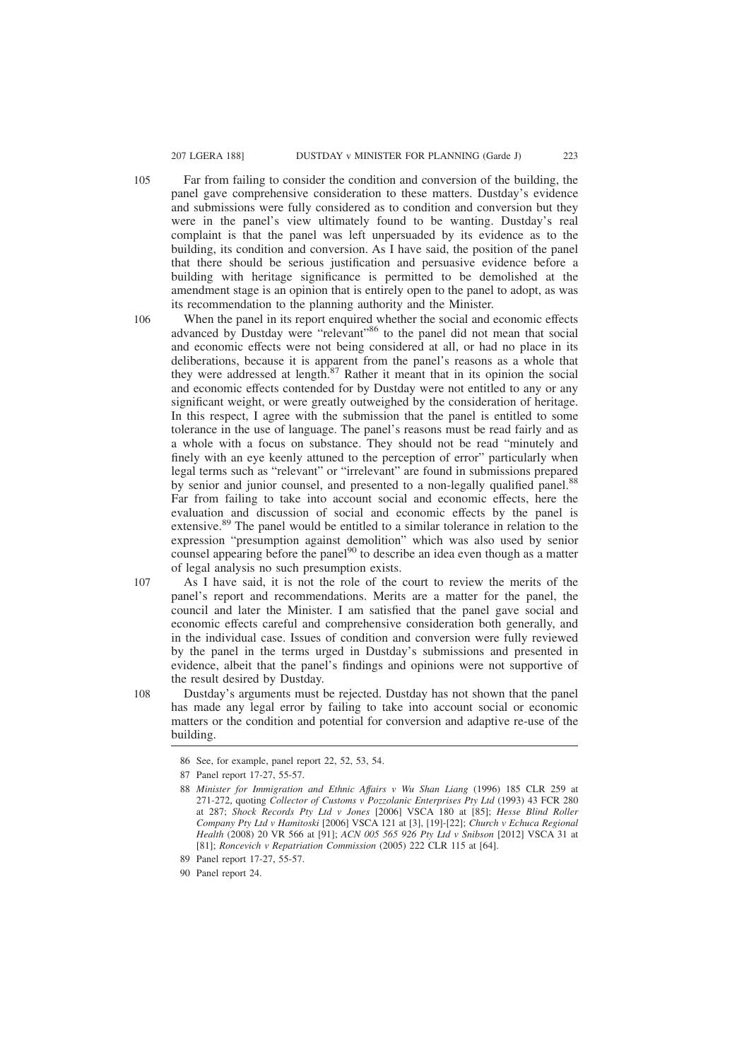105 Far from failing to consider the condition and conversion of the building, the panel gave comprehensive consideration to these matters. Dustday's evidence and submissions were fully considered as to condition and conversion but they were in the panel's view ultimately found to be wanting. Dustday's real complaint is that the panel was left unpersuaded by its evidence as to the building, its condition and conversion. As I have said, the position of the panel that there should be serious justification and persuasive evidence before a building with heritage significance is permitted to be demolished at the amendment stage is an opinion that is entirely open to the panel to adopt, as was its recommendation to the planning authority and the Minister.

106 When the panel in its report enquired whether the social and economic effects advanced by Dustday were "relevant"[86] to the panel did not mean that social and economic effects were not being considered at all, or had no place in its deliberations, because it is apparent from the panel's reasons as a whole that they were addressed at length.[87] Rather it meant that in its opinion the social and economic effects contended for by Dustday were not entitled to any or any significant weight, or were greatly outweighed by the consideration of heritage. In this respect, I agree with the submission that the panel is entitled to some tolerance in the use of language. The panel's reasons must be read fairly and as a whole with a focus on substance. They should not be read "minutely and finely with an eye keenly attuned to the perception of error" particularly when legal terms such as "relevant" or "irrelevant" are found in submissions prepared by senior and junior counsel, and presented to a non-legally qualified panel.[88] Far from failing to take into account social and economic effects, here the evaluation and discussion of social and economic effects by the panel is extensive.[89] The panel would be entitled to a similar tolerance in relation to the expression "presumption against demolition" which was also used by senior counsel appearing before the panel[90] to describe an idea even though as a matter of legal analysis no such presumption exists.

107 As I have said, it is not the role of the court to review the merits of the panel's report and recommendations. Merits are a matter for the panel, the council and later the Minister. I am satisfied that the panel gave social and economic effects careful and comprehensive consideration both generally, and in the individual case. Issues of condition and conversion were fully reviewed by the panel in the terms urged in Dustday's submissions and presented in evidence, albeit that the panel's findings and opinions were not supportive of the result desired by Dustday.

108 Dustday's arguments must be rejected. Dustday has not shown that the panel has made any legal error by failing to take into account social or economic matters or the condition and potential for conversion and adaptive re-use of the building.

---

86 See, for example, panel report 22, 52, 53, 54.

87 Panel report 17-27, 55-57.

88 *Minister for Immigration and Ethnic Affairs v Wu Shan Liang* (1996) 185 CLR 259 at 271-272, quoting *Collector of Customs v Pozzolanic Enterprises Pty Ltd* (1993) 43 FCR 280 at 287; *Shock Records Pty Ltd v Jones* [2006] VSCA 180 at [85]; *Hesse Blind Roller Company Pty Ltd v Hamitoski* [2006] VSCA 121 at [3], [19]-[22]; *Church v Echuca Regional Health* (2008) 20 VR 566 at [91]; *ACN 005 565 926 Pty Ltd v Snibson* [2012] VSCA 31 at [81]; *Roncevich v Repatriation Commission* (2005) 222 CLR 115 at [64].

89 Panel report 17-27, 55-57.

90 Panel report 24.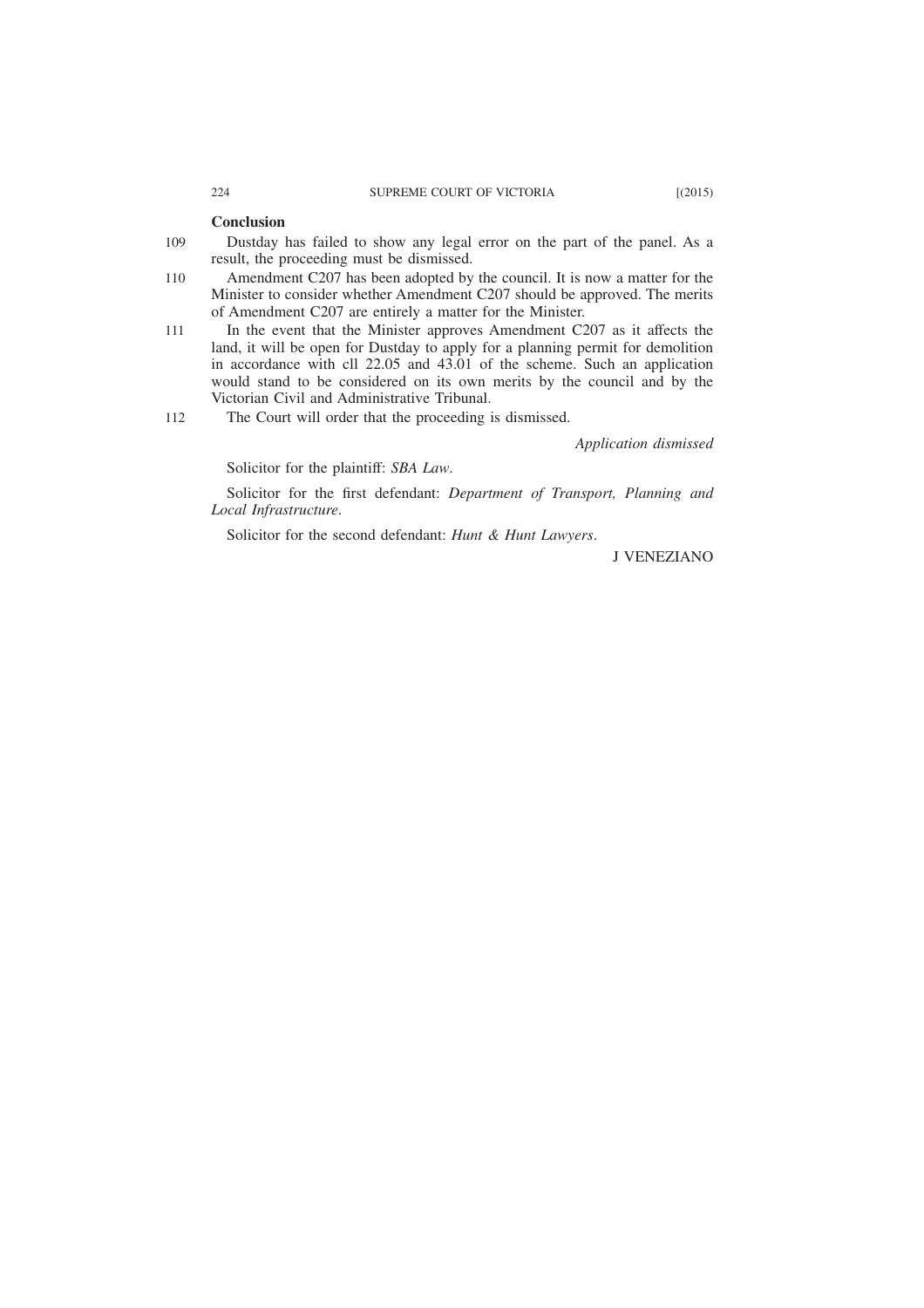## Conclusion

109 Dustday has failed to show any legal error on the part of the panel. As a result, the proceeding must be dismissed.

110 Amendment C207 has been adopted by the council. It is now a matter for the Minister to consider whether Amendment C207 should be approved. The merits of Amendment C207 are entirely a matter for the Minister.

111 In the event that the Minister approves Amendment C207 as it affects the land, it will be open for Dustday to apply for a planning permit for demolition in accordance with cll 22.05 and 43.01 of the scheme. Such an application would stand to be considered on its own merits by the council and by the Victorian Civil and Administrative Tribunal.

112 The Court will order that the proceeding is dismissed.

*Application dismissed*

Solicitor for the plaintiff: *SBA Law*.

Solicitor for the first defendant: *Department of Transport, Planning and Local Infrastructure*.

Solicitor for the second defendant: *Hunt & Hunt Lawyers*.

J VENEZIANO